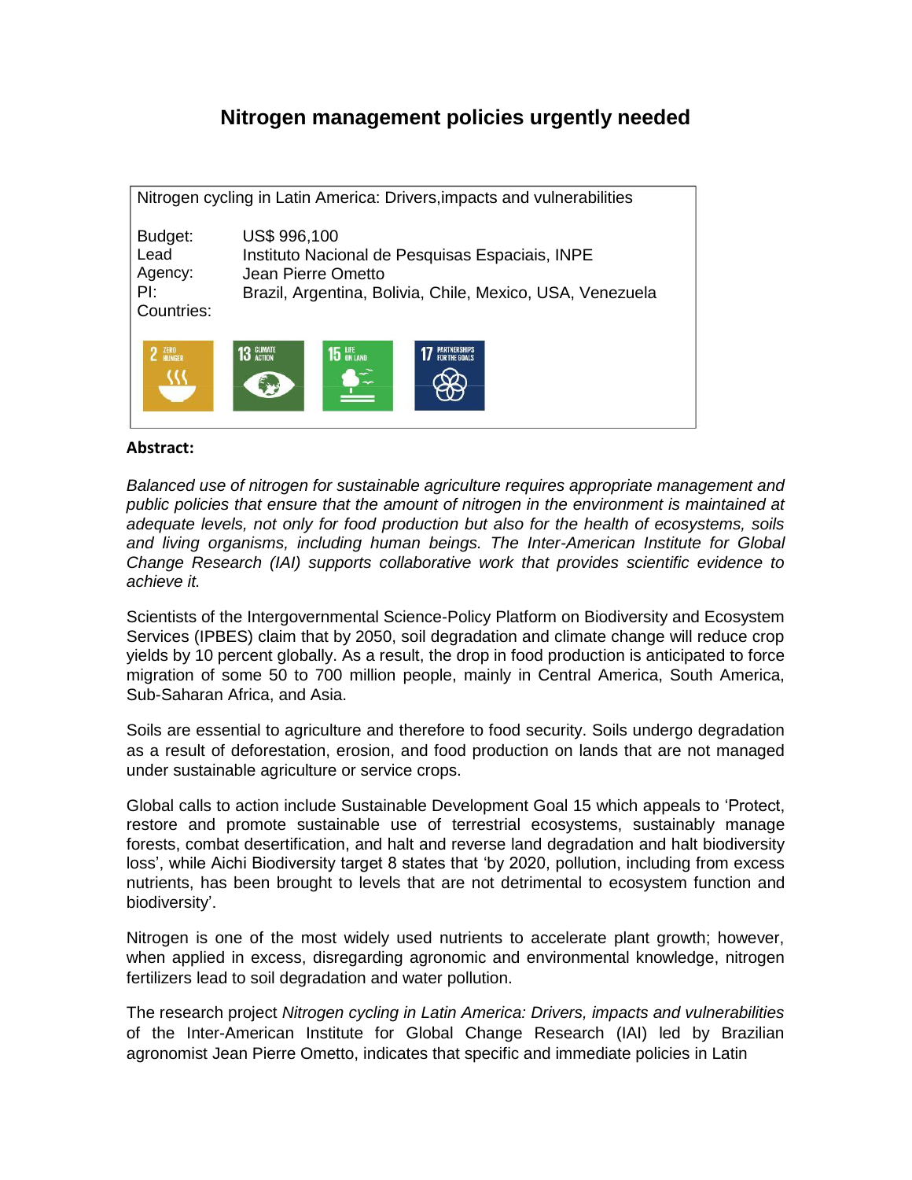# Nitrogen management policies urgently needed

| Nitrogen cycling in Latin America: Drivers,impacts and vulnerabilities | |
|---|---|
| Budget: | US$ 996,100 |
| Lead Agency: | Instituto Nacional de Pesquisas Espaciais, INPE |
| PI: | Jean Pierre Ometto |
| Countries: | Brazil, Argentina, Bolivia, Chile, Mexico, USA, Venezuela |

2 ZERO HUNGER | 13 CLIMATE ACTION | 15 LIFE ON LAND | 17 PARTNERSHIPS FOR THE GOALS

**Abstract:**

*Balanced use of nitrogen for sustainable agriculture requires appropriate management and public policies that ensure that the amount of nitrogen in the environment is maintained at adequate levels, not only for food production but also for the health of ecosystems, soils and living organisms, including human beings. The Inter-American Institute for Global Change Research (IAI) supports collaborative work that provides scientific evidence to achieve it.*

Scientists of the Intergovernmental Science-Policy Platform on Biodiversity and Ecosystem Services (IPBES) claim that by 2050, soil degradation and climate change will reduce crop yields by 10 percent globally. As a result, the drop in food production is anticipated to force migration of some 50 to 700 million people, mainly in Central America, South America, Sub-Saharan Africa, and Asia.

Soils are essential to agriculture and therefore to food security. Soils undergo degradation as a result of deforestation, erosion, and food production on lands that are not managed under sustainable agriculture or service crops.

Global calls to action include Sustainable Development Goal 15 which appeals to 'Protect, restore and promote sustainable use of terrestrial ecosystems, sustainably manage forests, combat desertification, and halt and reverse land degradation and halt biodiversity loss', while Aichi Biodiversity target 8 states that 'by 2020, pollution, including from excess nutrients, has been brought to levels that are not detrimental to ecosystem function and biodiversity'.

Nitrogen is one of the most widely used nutrients to accelerate plant growth; however, when applied in excess, disregarding agronomic and environmental knowledge, nitrogen fertilizers lead to soil degradation and water pollution.

The research project *Nitrogen cycling in Latin America: Drivers, impacts and vulnerabilities* of the Inter-American Institute for Global Change Research (IAI) led by Brazilian agronomist Jean Pierre Ometto, indicates that specific and immediate policies in Latin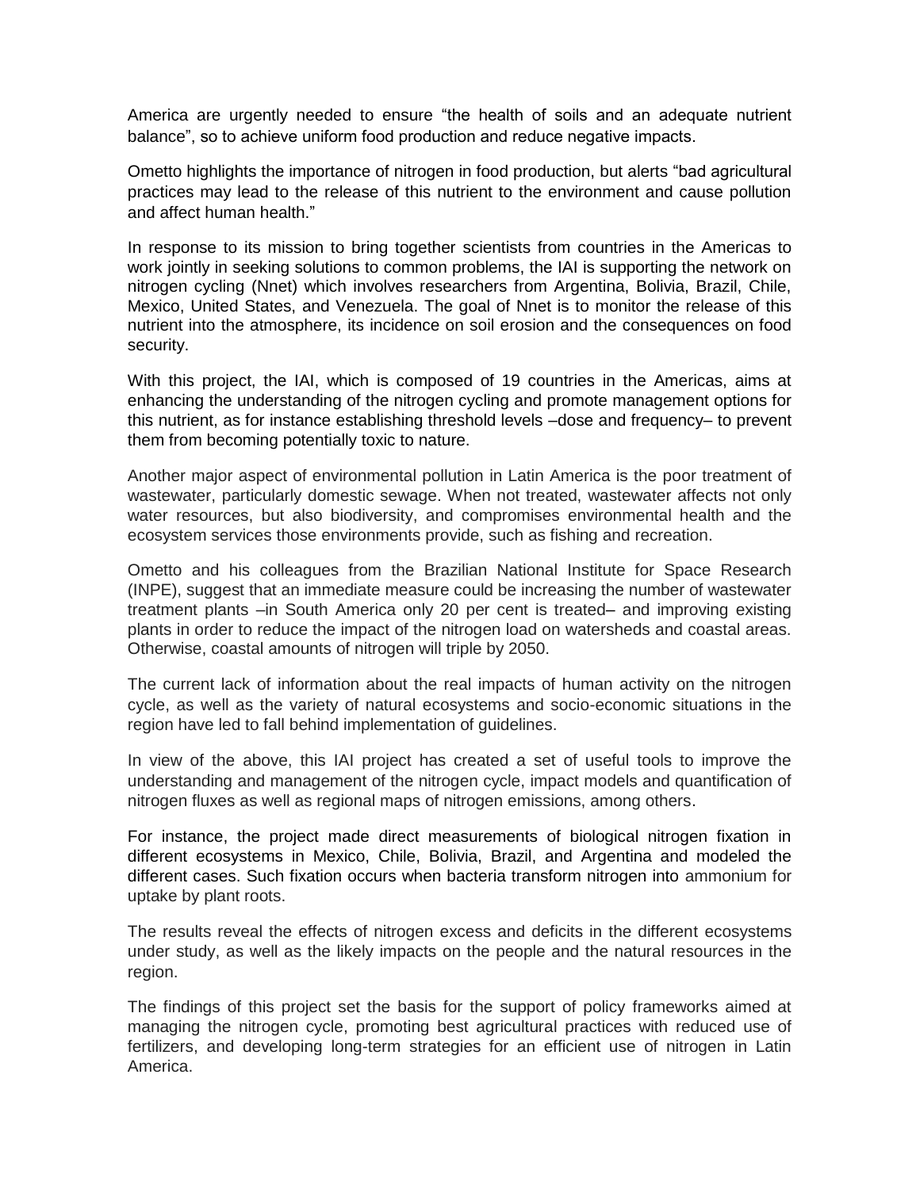America are urgently needed to ensure "the health of soils and an adequate nutrient balance", so to achieve uniform food production and reduce negative impacts.

Ometto highlights the importance of nitrogen in food production, but alerts "bad agricultural practices may lead to the release of this nutrient to the environment and cause pollution and affect human health."

In response to its mission to bring together scientists from countries in the Americas to work jointly in seeking solutions to common problems, the IAI is supporting the network on nitrogen cycling (Nnet) which involves researchers from Argentina, Bolivia, Brazil, Chile, Mexico, United States, and Venezuela. The goal of Nnet is to monitor the release of this nutrient into the atmosphere, its incidence on soil erosion and the consequences on food security.

With this project, the IAI, which is composed of 19 countries in the Americas, aims at enhancing the understanding of the nitrogen cycling and promote management options for this nutrient, as for instance establishing threshold levels –dose and frequency– to prevent them from becoming potentially toxic to nature.

Another major aspect of environmental pollution in Latin America is the poor treatment of wastewater, particularly domestic sewage. When not treated, wastewater affects not only water resources, but also biodiversity, and compromises environmental health and the ecosystem services those environments provide, such as fishing and recreation.

Ometto and his colleagues from the Brazilian National Institute for Space Research (INPE), suggest that an immediate measure could be increasing the number of wastewater treatment plants –in South America only 20 per cent is treated– and improving existing plants in order to reduce the impact of the nitrogen load on watersheds and coastal areas. Otherwise, coastal amounts of nitrogen will triple by 2050.

The current lack of information about the real impacts of human activity on the nitrogen cycle, as well as the variety of natural ecosystems and socio-economic situations in the region have led to fall behind implementation of guidelines.

In view of the above, this IAI project has created a set of useful tools to improve the understanding and management of the nitrogen cycle, impact models and quantification of nitrogen fluxes as well as regional maps of nitrogen emissions, among others.

For instance, the project made direct measurements of biological nitrogen fixation in different ecosystems in Mexico, Chile, Bolivia, Brazil, and Argentina and modeled the different cases. Such fixation occurs when bacteria transform nitrogen into ammonium for uptake by plant roots.

The results reveal the effects of nitrogen excess and deficits in the different ecosystems under study, as well as the likely impacts on the people and the natural resources in the region.

The findings of this project set the basis for the support of policy frameworks aimed at managing the nitrogen cycle, promoting best agricultural practices with reduced use of fertilizers, and developing long-term strategies for an efficient use of nitrogen in Latin America.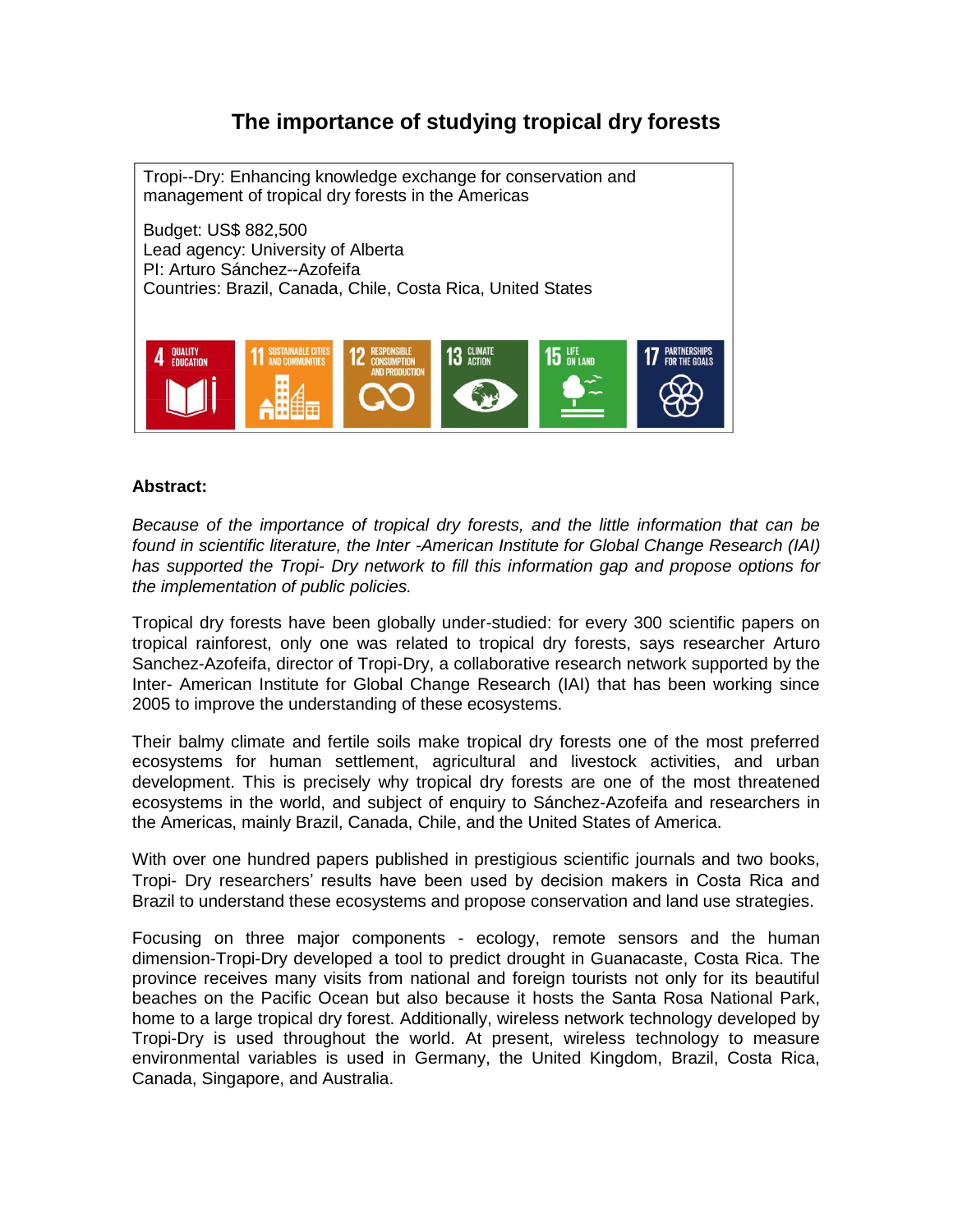# The importance of studying tropical dry forests

Tropi--Dry: Enhancing knowledge exchange for conservation and management of tropical dry forests in the Americas

Budget: US$ 882,500
Lead agency: University of Alberta
PI: Arturo Sánchez--Azofeifa
Countries: Brazil, Canada, Chile, Costa Rica, United States

4 QUALITY EDUCATION | 11 SUSTAINABLE CITIES AND COMMUNITIES | 12 RESPONSIBLE CONSUMPTION AND PRODUCTION | 13 CLIMATE ACTION | 15 LIFE ON LAND | 17 PARTNERSHIPS FOR THE GOALS

**Abstract:**

*Because of the importance of tropical dry forests, and the little information that can be found in scientific literature, the Inter -American Institute for Global Change Research (IAI) has supported the Tropi- Dry network to fill this information gap and propose options for the implementation of public policies.*

Tropical dry forests have been globally under-studied: for every 300 scientific papers on tropical rainforest, only one was related to tropical dry forests, says researcher Arturo Sanchez-Azofeifa, director of Tropi-Dry, a collaborative research network supported by the Inter- American Institute for Global Change Research (IAI) that has been working since 2005 to improve the understanding of these ecosystems.

Their balmy climate and fertile soils make tropical dry forests one of the most preferred ecosystems for human settlement, agricultural and livestock activities, and urban development. This is precisely why tropical dry forests are one of the most threatened ecosystems in the world, and subject of enquiry to Sánchez-Azofeifa and researchers in the Americas, mainly Brazil, Canada, Chile, and the United States of America.

With over one hundred papers published in prestigious scientific journals and two books, Tropi- Dry researchers' results have been used by decision makers in Costa Rica and Brazil to understand these ecosystems and propose conservation and land use strategies.

Focusing on three major components - ecology, remote sensors and the human dimension-Tropi-Dry developed a tool to predict drought in Guanacaste, Costa Rica. The province receives many visits from national and foreign tourists not only for its beautiful beaches on the Pacific Ocean but also because it hosts the Santa Rosa National Park, home to a large tropical dry forest. Additionally, wireless network technology developed by Tropi-Dry is used throughout the world. At present, wireless technology to measure environmental variables is used in Germany, the United Kingdom, Brazil, Costa Rica, Canada, Singapore, and Australia.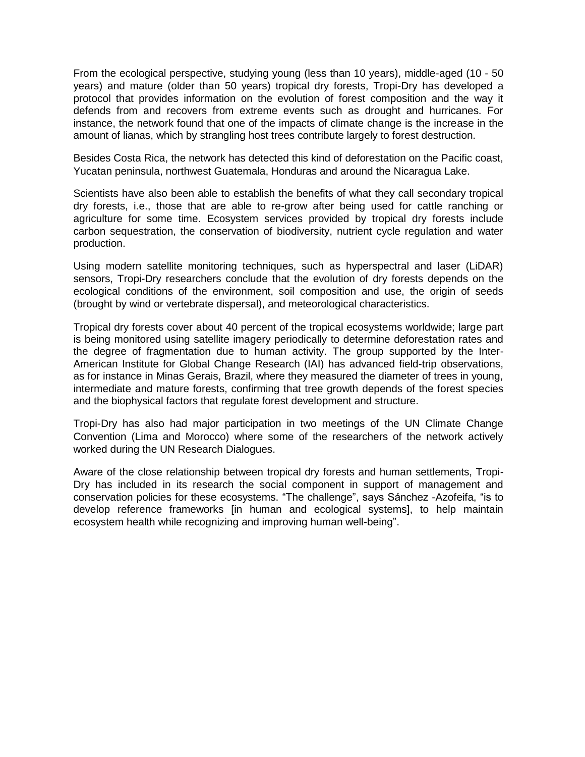From the ecological perspective, studying young (less than 10 years), middle-aged (10 - 50 years) and mature (older than 50 years) tropical dry forests, Tropi-Dry has developed a protocol that provides information on the evolution of forest composition and the way it defends from and recovers from extreme events such as drought and hurricanes. For instance, the network found that one of the impacts of climate change is the increase in the amount of lianas, which by strangling host trees contribute largely to forest destruction.

Besides Costa Rica, the network has detected this kind of deforestation on the Pacific coast, Yucatan peninsula, northwest Guatemala, Honduras and around the Nicaragua Lake.

Scientists have also been able to establish the benefits of what they call secondary tropical dry forests, i.e., those that are able to re-grow after being used for cattle ranching or agriculture for some time. Ecosystem services provided by tropical dry forests include carbon sequestration, the conservation of biodiversity, nutrient cycle regulation and water production.

Using modern satellite monitoring techniques, such as hyperspectral and laser (LiDAR) sensors, Tropi-Dry researchers conclude that the evolution of dry forests depends on the ecological conditions of the environment, soil composition and use, the origin of seeds (brought by wind or vertebrate dispersal), and meteorological characteristics.

Tropical dry forests cover about 40 percent of the tropical ecosystems worldwide; large part is being monitored using satellite imagery periodically to determine deforestation rates and the degree of fragmentation due to human activity. The group supported by the Inter-American Institute for Global Change Research (IAI) has advanced field-trip observations, as for instance in Minas Gerais, Brazil, where they measured the diameter of trees in young, intermediate and mature forests, confirming that tree growth depends of the forest species and the biophysical factors that regulate forest development and structure.

Tropi-Dry has also had major participation in two meetings of the UN Climate Change Convention (Lima and Morocco) where some of the researchers of the network actively worked during the UN Research Dialogues.

Aware of the close relationship between tropical dry forests and human settlements, Tropi-Dry has included in its research the social component in support of management and conservation policies for these ecosystems. “The challenge”, says Sánchez -Azofeifa, “is to develop reference frameworks [in human and ecological systems], to help maintain ecosystem health while recognizing and improving human well-being”.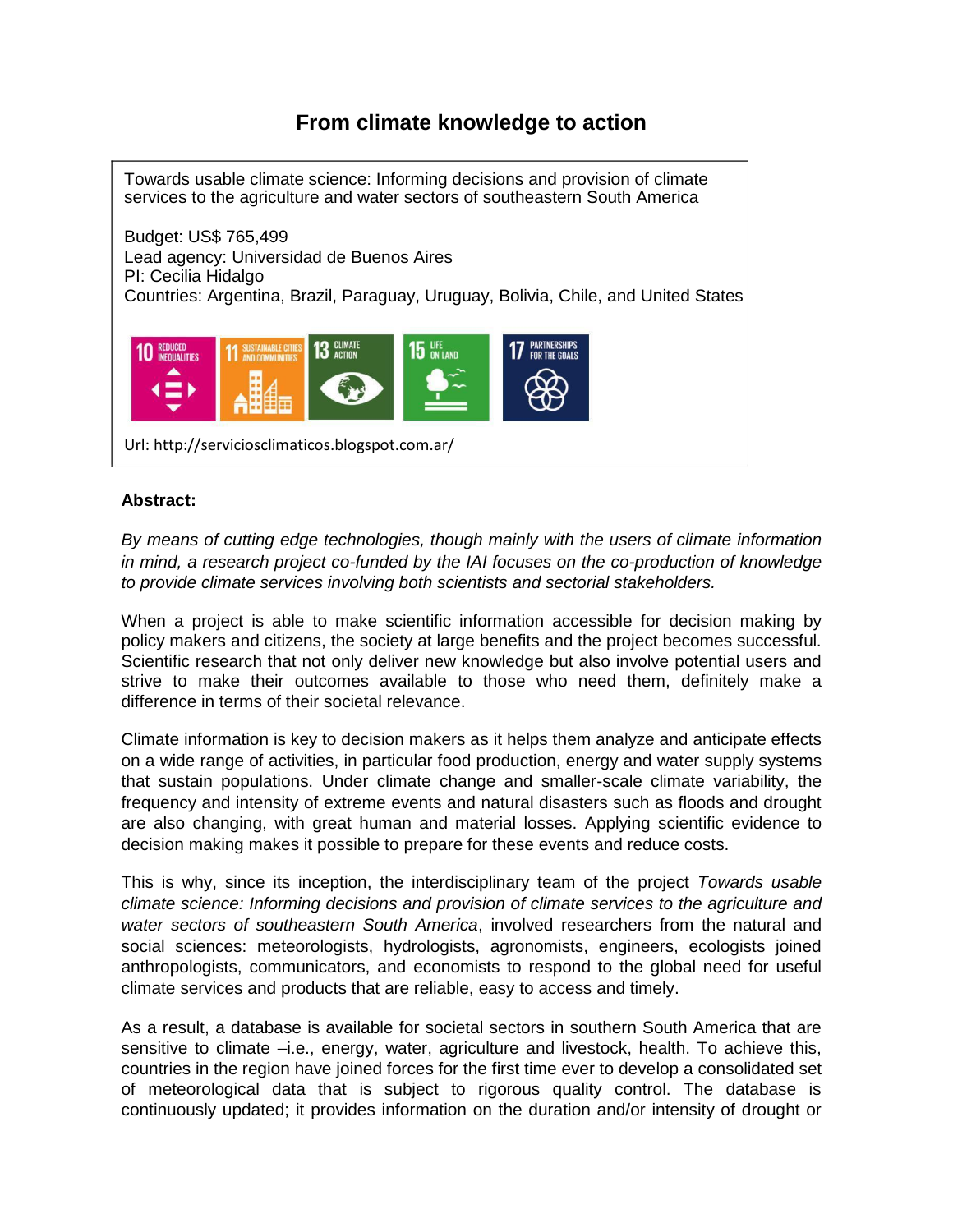# From climate knowledge to action

Towards usable climate science: Informing decisions and provision of climate services to the agriculture and water sectors of southeastern South America

Budget: US$ 765,499
Lead agency: Universidad de Buenos Aires
PI: Cecilia Hidalgo
Countries: Argentina, Brazil, Paraguay, Uruguay, Bolivia, Chile, and United States

10 REDUCED INEQUALITIES | 11 SUSTAINABLE CITIES AND COMMUNITIES | 13 CLIMATE ACTION | 15 LIFE ON LAND | 17 PARTNERSHIPS FOR THE GOALS

Url: http://serviciosclimaticos.blogspot.com.ar/

**Abstract:**

*By means of cutting edge technologies, though mainly with the users of climate information in mind, a research project co-funded by the IAI focuses on the co-production of knowledge to provide climate services involving both scientists and sectorial stakeholders.*

When a project is able to make scientific information accessible for decision making by policy makers and citizens, the society at large benefits and the project becomes successful. Scientific research that not only deliver new knowledge but also involve potential users and strive to make their outcomes available to those who need them, definitely make a difference in terms of their societal relevance.

Climate information is key to decision makers as it helps them analyze and anticipate effects on a wide range of activities, in particular food production, energy and water supply systems that sustain populations. Under climate change and smaller-scale climate variability, the frequency and intensity of extreme events and natural disasters such as floods and drought are also changing, with great human and material losses. Applying scientific evidence to decision making makes it possible to prepare for these events and reduce costs.

This is why, since its inception, the interdisciplinary team of the project *Towards usable climate science: Informing decisions and provision of climate services to the agriculture and water sectors of southeastern South America*, involved researchers from the natural and social sciences: meteorologists, hydrologists, agronomists, engineers, ecologists joined anthropologists, communicators, and economists to respond to the global need for useful climate services and products that are reliable, easy to access and timely.

As a result, a database is available for societal sectors in southern South America that are sensitive to climate –i.e., energy, water, agriculture and livestock, health. To achieve this, countries in the region have joined forces for the first time ever to develop a consolidated set of meteorological data that is subject to rigorous quality control. The database is continuously updated; it provides information on the duration and/or intensity of drought or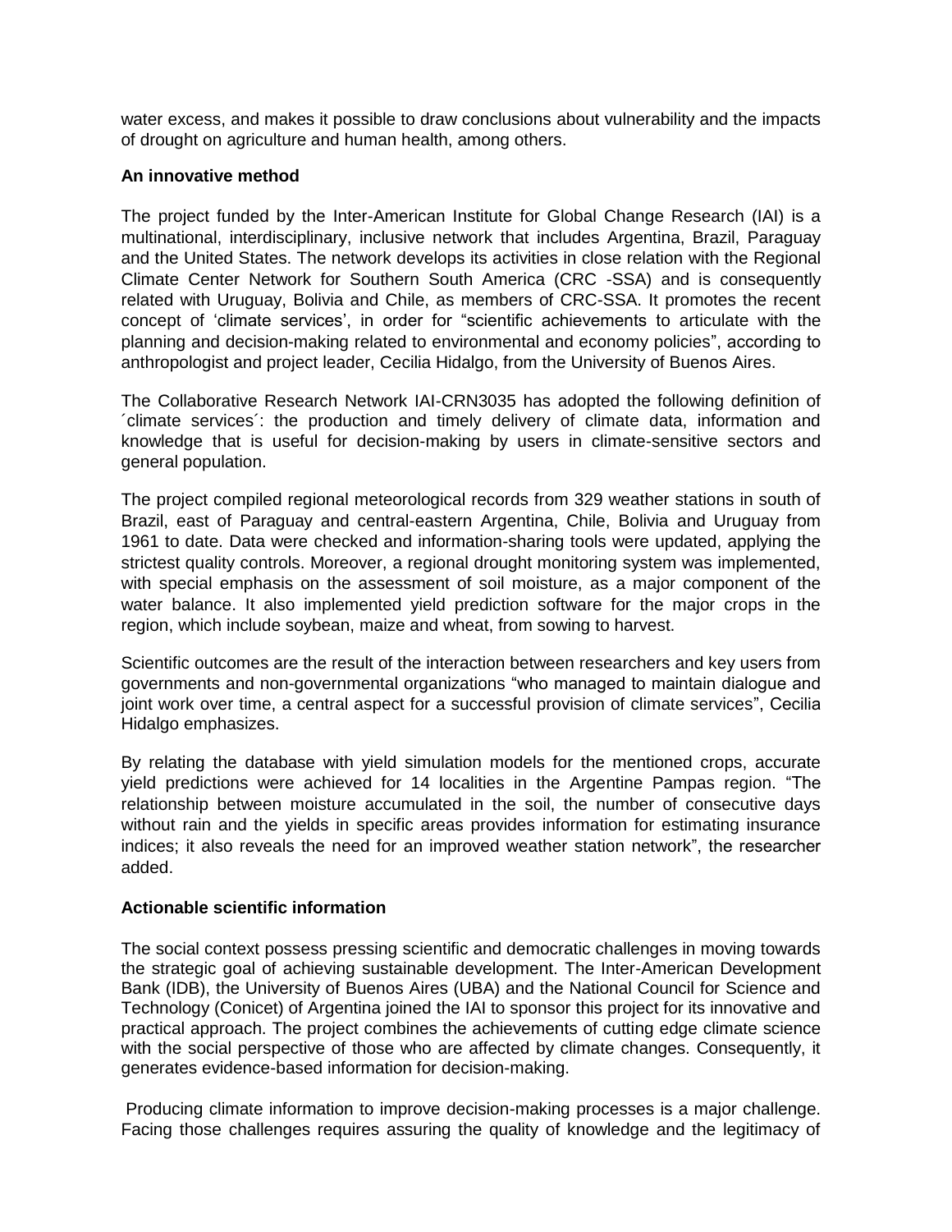water excess, and makes it possible to draw conclusions about vulnerability and the impacts of drought on agriculture and human health, among others.

**An innovative method**

The project funded by the Inter-American Institute for Global Change Research (IAI) is a multinational, interdisciplinary, inclusive network that includes Argentina, Brazil, Paraguay and the United States. The network develops its activities in close relation with the Regional Climate Center Network for Southern South America (CRC -SSA) and is consequently related with Uruguay, Bolivia and Chile, as members of CRC-SSA. It promotes the recent concept of 'climate services', in order for "scientific achievements to articulate with the planning and decision-making related to environmental and economy policies", according to anthropologist and project leader, Cecilia Hidalgo, from the University of Buenos Aires.

The Collaborative Research Network IAI-CRN3035 has adopted the following definition of ´climate services´: the production and timely delivery of climate data, information and knowledge that is useful for decision-making by users in climate-sensitive sectors and general population.

The project compiled regional meteorological records from 329 weather stations in south of Brazil, east of Paraguay and central-eastern Argentina, Chile, Bolivia and Uruguay from 1961 to date. Data were checked and information-sharing tools were updated, applying the strictest quality controls. Moreover, a regional drought monitoring system was implemented, with special emphasis on the assessment of soil moisture, as a major component of the water balance. It also implemented yield prediction software for the major crops in the region, which include soybean, maize and wheat, from sowing to harvest.

Scientific outcomes are the result of the interaction between researchers and key users from governments and non-governmental organizations "who managed to maintain dialogue and joint work over time, a central aspect for a successful provision of climate services", Cecilia Hidalgo emphasizes.

By relating the database with yield simulation models for the mentioned crops, accurate yield predictions were achieved for 14 localities in the Argentine Pampas region. "The relationship between moisture accumulated in the soil, the number of consecutive days without rain and the yields in specific areas provides information for estimating insurance indices; it also reveals the need for an improved weather station network", the researcher added.

**Actionable scientific information**

The social context possess pressing scientific and democratic challenges in moving towards the strategic goal of achieving sustainable development. The Inter-American Development Bank (IDB), the University of Buenos Aires (UBA) and the National Council for Science and Technology (Conicet) of Argentina joined the IAI to sponsor this project for its innovative and practical approach. The project combines the achievements of cutting edge climate science with the social perspective of those who are affected by climate changes. Consequently, it generates evidence-based information for decision-making.

Producing climate information to improve decision-making processes is a major challenge. Facing those challenges requires assuring the quality of knowledge and the legitimacy of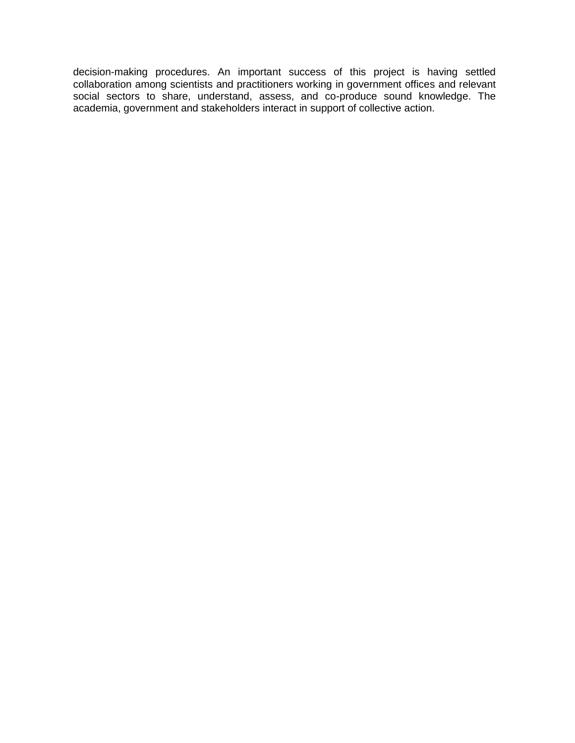decision-making procedures. An important success of this project is having settled collaboration among scientists and practitioners working in government offices and relevant social sectors to share, understand, assess, and co-produce sound knowledge. The academia, government and stakeholders interact in support of collective action.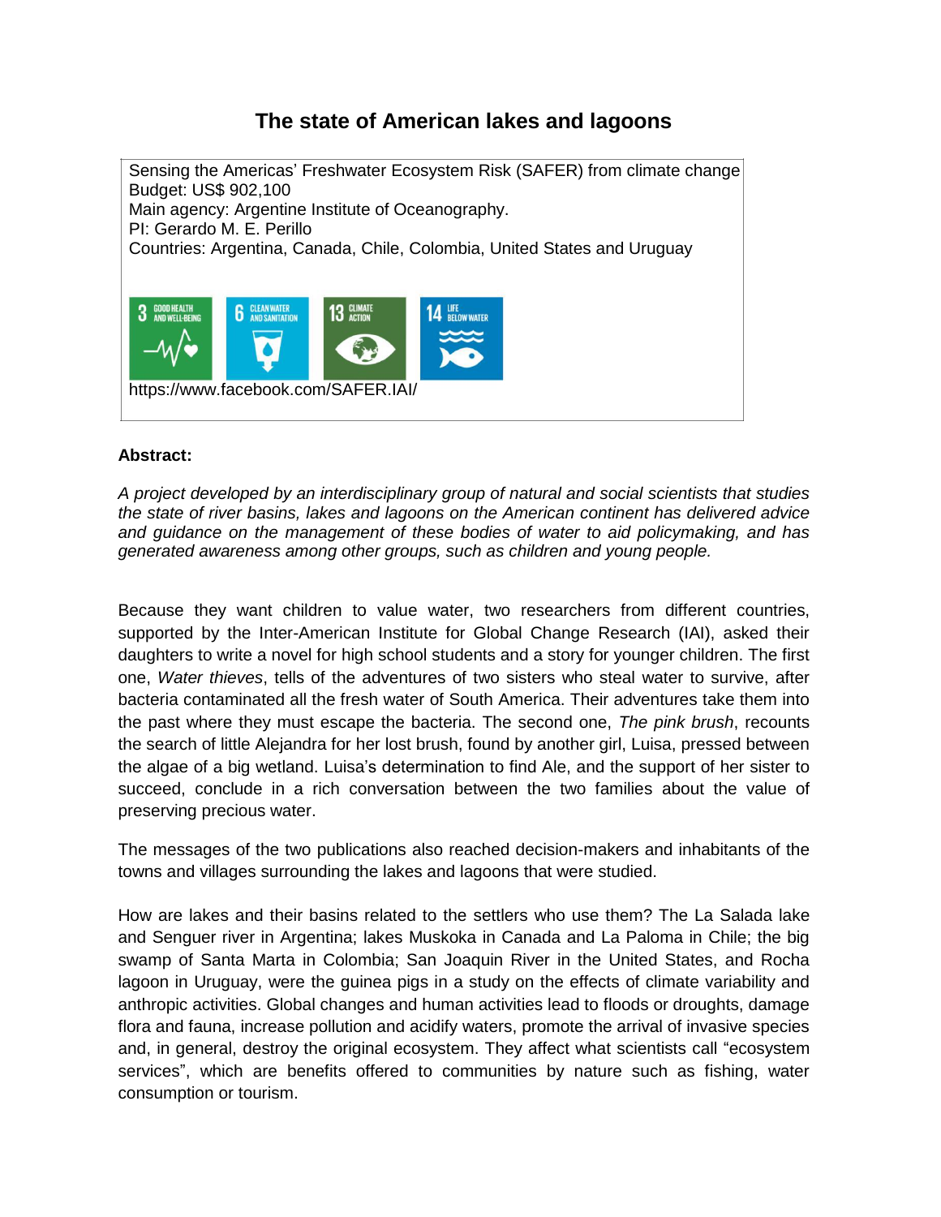# The state of American lakes and lagoons

Sensing the Americas' Freshwater Ecosystem Risk (SAFER) from climate change
Budget: US$ 902,100
Main agency: Argentine Institute of Oceanography.
PI: Gerardo M. E. Perillo
Countries: Argentina, Canada, Chile, Colombia, United States and Uruguay

3 GOOD HEALTH AND WELL-BEING | 6 CLEAN WATER AND SANITATION | 13 CLIMATE ACTION | 14 LIFE BELOW WATER

https://www.facebook.com/SAFER.IAI/

**Abstract:**

*A project developed by an interdisciplinary group of natural and social scientists that studies the state of river basins, lakes and lagoons on the American continent has delivered advice and guidance on the management of these bodies of water to aid policymaking, and has generated awareness among other groups, such as children and young people.*

Because they want children to value water, two researchers from different countries, supported by the Inter-American Institute for Global Change Research (IAI), asked their daughters to write a novel for high school students and a story for younger children. The first one, *Water thieves*, tells of the adventures of two sisters who steal water to survive, after bacteria contaminated all the fresh water of South America. Their adventures take them into the past where they must escape the bacteria. The second one, *The pink brush*, recounts the search of little Alejandra for her lost brush, found by another girl, Luisa, pressed between the algae of a big wetland. Luisa's determination to find Ale, and the support of her sister to succeed, conclude in a rich conversation between the two families about the value of preserving precious water.

The messages of the two publications also reached decision-makers and inhabitants of the towns and villages surrounding the lakes and lagoons that were studied.

How are lakes and their basins related to the settlers who use them? The La Salada lake and Senguer river in Argentina; lakes Muskoka in Canada and La Paloma in Chile; the big swamp of Santa Marta in Colombia; San Joaquin River in the United States, and Rocha lagoon in Uruguay, were the guinea pigs in a study on the effects of climate variability and anthropic activities. Global changes and human activities lead to floods or droughts, damage flora and fauna, increase pollution and acidify waters, promote the arrival of invasive species and, in general, destroy the original ecosystem. They affect what scientists call "ecosystem services", which are benefits offered to communities by nature such as fishing, water consumption or tourism.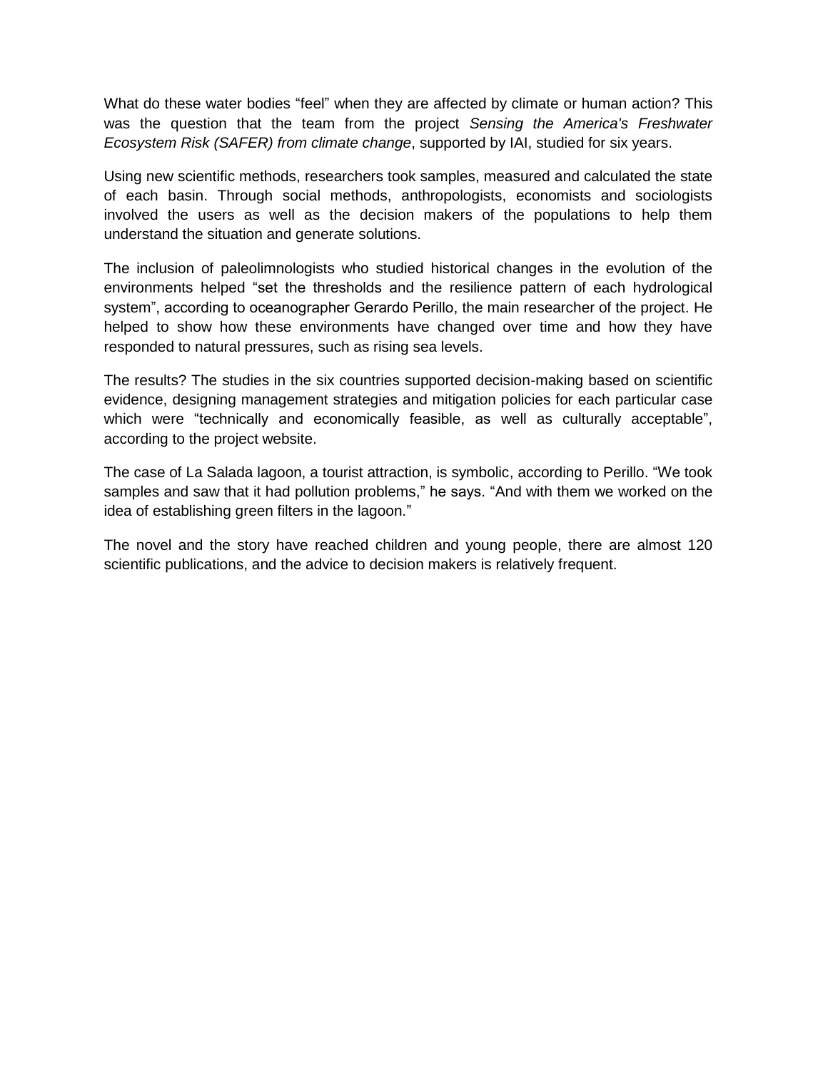What do these water bodies “feel” when they are affected by climate or human action? This was the question that the team from the project *Sensing the America's Freshwater Ecosystem Risk (SAFER) from climate change*, supported by IAI, studied for six years.

Using new scientific methods, researchers took samples, measured and calculated the state of each basin. Through social methods, anthropologists, economists and sociologists involved the users as well as the decision makers of the populations to help them understand the situation and generate solutions.

The inclusion of paleolimnologists who studied historical changes in the evolution of the environments helped “set the thresholds and the resilience pattern of each hydrological system”, according to oceanographer Gerardo Perillo, the main researcher of the project. He helped to show how these environments have changed over time and how they have responded to natural pressures, such as rising sea levels.

The results? The studies in the six countries supported decision-making based on scientific evidence, designing management strategies and mitigation policies for each particular case which were “technically and economically feasible, as well as culturally acceptable”, according to the project website.

The case of La Salada lagoon, a tourist attraction, is symbolic, according to Perillo. “We took samples and saw that it had pollution problems,” he says. “And with them we worked on the idea of establishing green filters in the lagoon.”

The novel and the story have reached children and young people, there are almost 120 scientific publications, and the advice to decision makers is relatively frequent.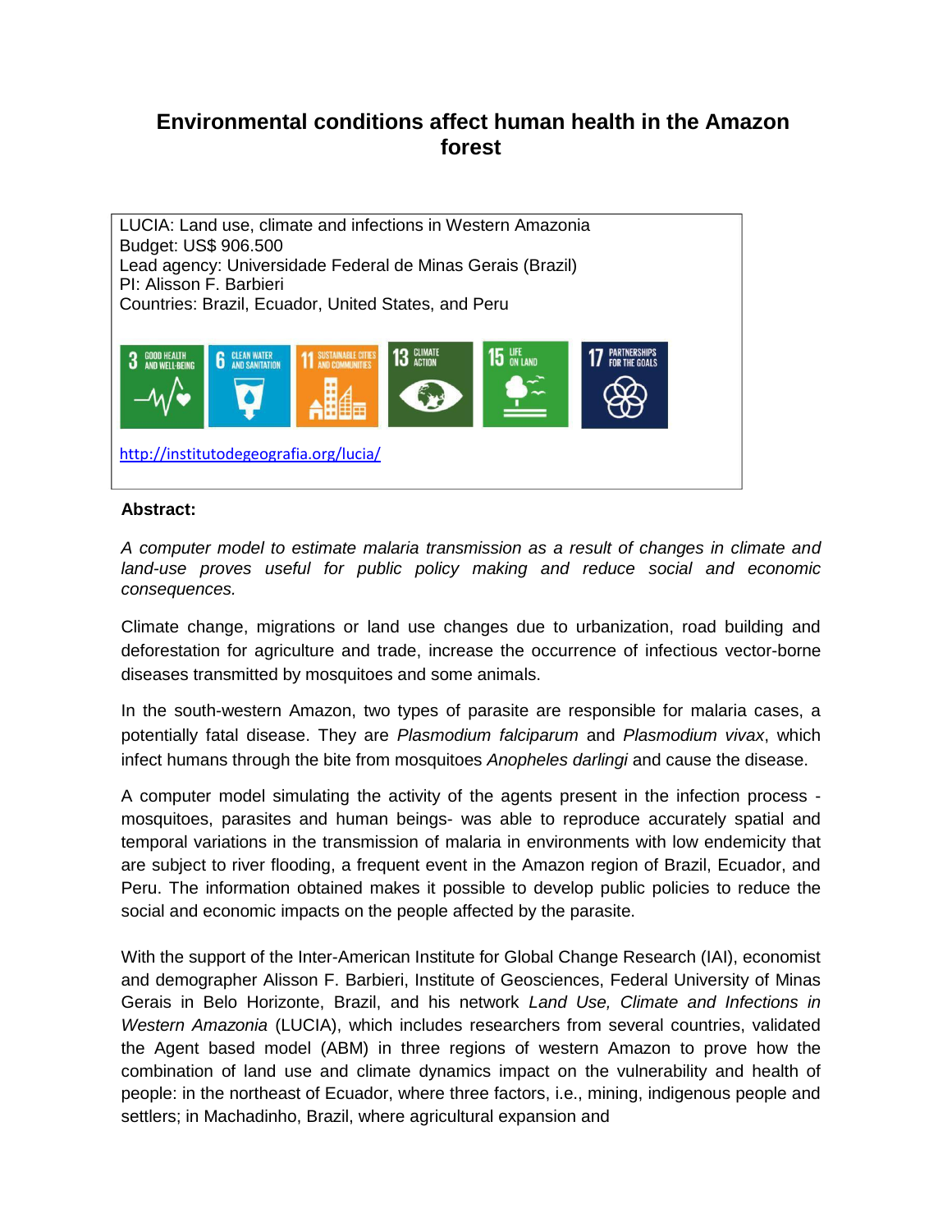# Environmental conditions affect human health in the Amazon forest

LUCIA: Land use, climate and infections in Western Amazonia
Budget: US$ 906.500
Lead agency: Universidade Federal de Minas Gerais (Brazil)
PI: Alisson F. Barbieri
Countries: Brazil, Ecuador, United States, and Peru

3 GOOD HEALTH AND WELL-BEING | 6 CLEAN WATER AND SANITATION | 11 SUSTAINABLE CITIES AND COMMUNITIES | 13 CLIMATE ACTION | 15 LIFE ON LAND | 17 PARTNERSHIPS FOR THE GOALS

http://institutodegeografia.org/lucia/

**Abstract:**

*A computer model to estimate malaria transmission as a result of changes in climate and land-use proves useful for public policy making and reduce social and economic consequences.*

Climate change, migrations or land use changes due to urbanization, road building and deforestation for agriculture and trade, increase the occurrence of infectious vector-borne diseases transmitted by mosquitoes and some animals.

In the south-western Amazon, two types of parasite are responsible for malaria cases, a potentially fatal disease. They are *Plasmodium falciparum* and *Plasmodium vivax*, which infect humans through the bite from mosquitoes *Anopheles darlingi* and cause the disease.

A computer model simulating the activity of the agents present in the infection process - mosquitoes, parasites and human beings- was able to reproduce accurately spatial and temporal variations in the transmission of malaria in environments with low endemicity that are subject to river flooding, a frequent event in the Amazon region of Brazil, Ecuador, and Peru. The information obtained makes it possible to develop public policies to reduce the social and economic impacts on the people affected by the parasite.

With the support of the Inter-American Institute for Global Change Research (IAI), economist and demographer Alisson F. Barbieri, Institute of Geosciences, Federal University of Minas Gerais in Belo Horizonte, Brazil, and his network *Land Use, Climate and Infections in Western Amazonia* (LUCIA), which includes researchers from several countries, validated the Agent based model (ABM) in three regions of western Amazon to prove how the combination of land use and climate dynamics impact on the vulnerability and health of people: in the northeast of Ecuador, where three factors, i.e., mining, indigenous people and settlers; in Machadinho, Brazil, where agricultural expansion and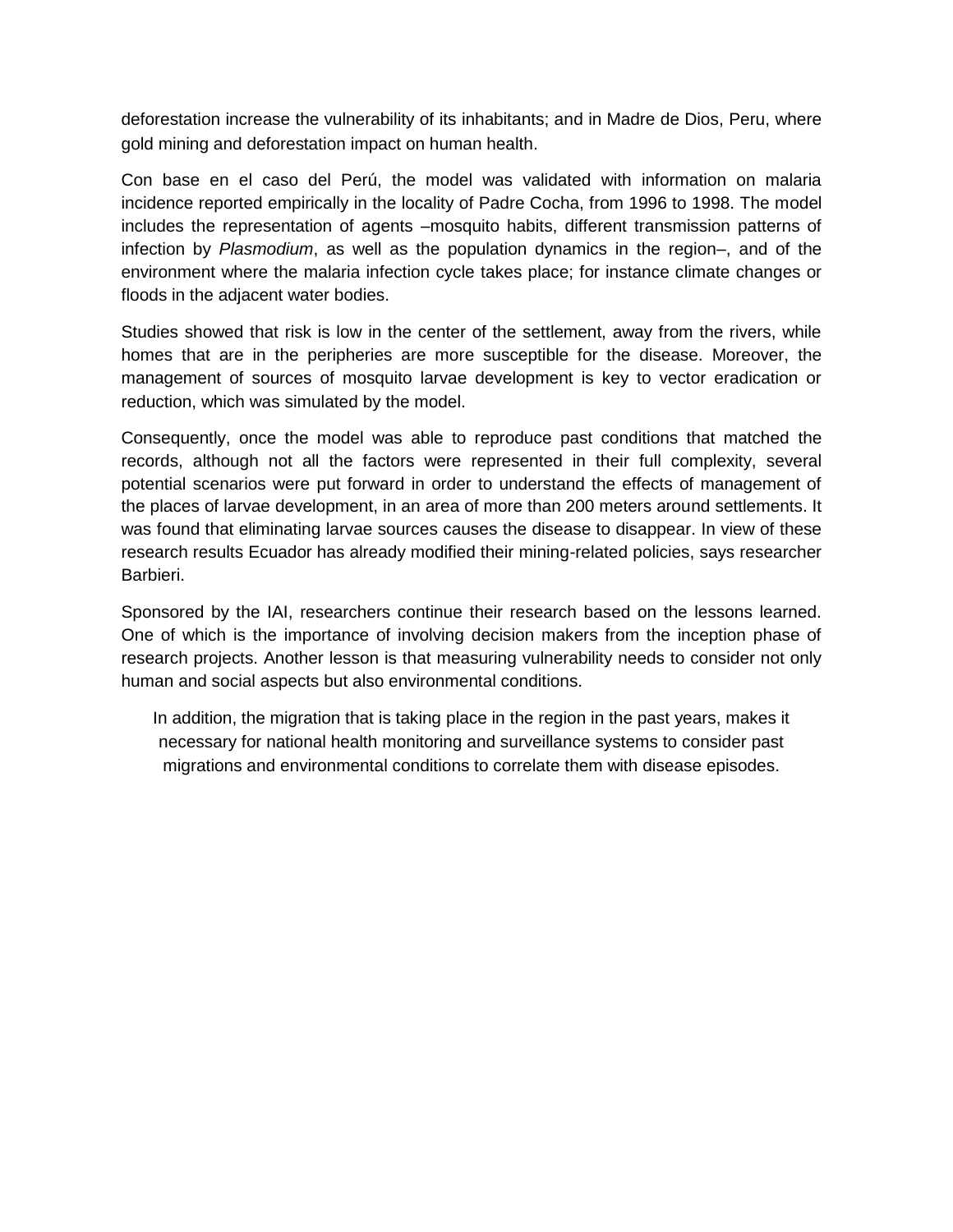deforestation increase the vulnerability of its inhabitants; and in Madre de Dios, Peru, where gold mining and deforestation impact on human health.

Con base en el caso del Perú, the model was validated with information on malaria incidence reported empirically in the locality of Padre Cocha, from 1996 to 1998. The model includes the representation of agents –mosquito habits, different transmission patterns of infection by *Plasmodium*, as well as the population dynamics in the region–, and of the environment where the malaria infection cycle takes place; for instance climate changes or floods in the adjacent water bodies.

Studies showed that risk is low in the center of the settlement, away from the rivers, while homes that are in the peripheries are more susceptible for the disease. Moreover, the management of sources of mosquito larvae development is key to vector eradication or reduction, which was simulated by the model.

Consequently, once the model was able to reproduce past conditions that matched the records, although not all the factors were represented in their full complexity, several potential scenarios were put forward in order to understand the effects of management of the places of larvae development, in an area of more than 200 meters around settlements. It was found that eliminating larvae sources causes the disease to disappear. In view of these research results Ecuador has already modified their mining-related policies, says researcher Barbieri.

Sponsored by the IAI, researchers continue their research based on the lessons learned. One of which is the importance of involving decision makers from the inception phase of research projects. Another lesson is that measuring vulnerability needs to consider not only human and social aspects but also environmental conditions.

In addition, the migration that is taking place in the region in the past years, makes it necessary for national health monitoring and surveillance systems to consider past migrations and environmental conditions to correlate them with disease episodes.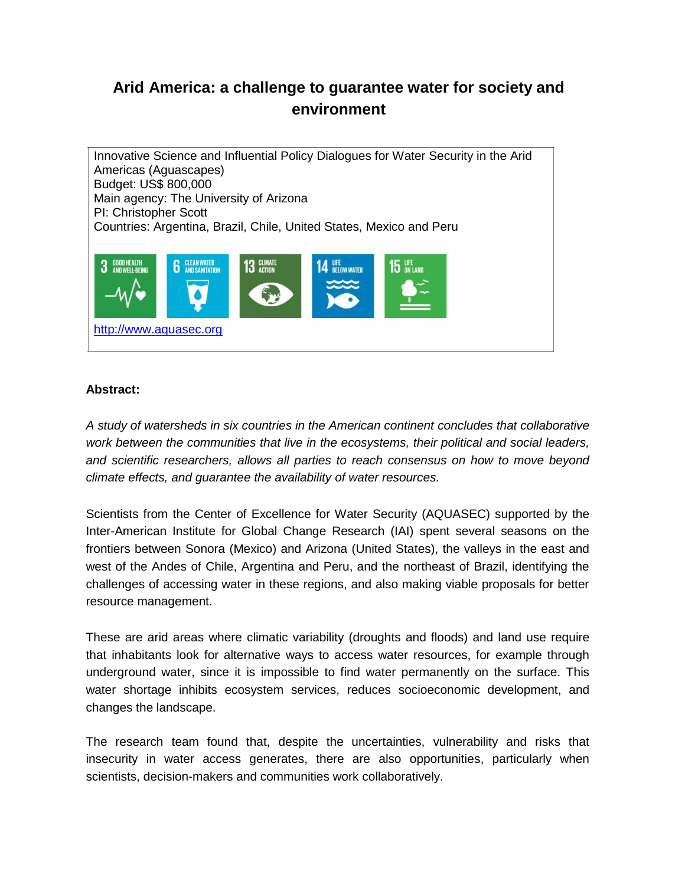# Arid America: a challenge to guarantee water for society and environment

Innovative Science and Influential Policy Dialogues for Water Security in the Arid Americas (Aguascapes)
Budget: US$ 800,000
Main agency: The University of Arizona
PI: Christopher Scott
Countries: Argentina, Brazil, Chile, United States, Mexico and Peru

3 GOOD HEALTH AND WELL-BEING | 6 CLEAN WATER AND SANITATION | 13 CLIMATE ACTION | 14 LIFE BELOW WATER | 15 LIFE ON LAND

http://www.aquasec.org

**Abstract:**

*A study of watersheds in six countries in the American continent concludes that collaborative work between the communities that live in the ecosystems, their political and social leaders, and scientific researchers, allows all parties to reach consensus on how to move beyond climate effects, and guarantee the availability of water resources.*

Scientists from the Center of Excellence for Water Security (AQUASEC) supported by the Inter-American Institute for Global Change Research (IAI) spent several seasons on the frontiers between Sonora (Mexico) and Arizona (United States), the valleys in the east and west of the Andes of Chile, Argentina and Peru, and the northeast of Brazil, identifying the challenges of accessing water in these regions, and also making viable proposals for better resource management.

These are arid areas where climatic variability (droughts and floods) and land use require that inhabitants look for alternative ways to access water resources, for example through underground water, since it is impossible to find water permanently on the surface. This water shortage inhibits ecosystem services, reduces socioeconomic development, and changes the landscape.

The research team found that, despite the uncertainties, vulnerability and risks that insecurity in water access generates, there are also opportunities, particularly when scientists, decision-makers and communities work collaboratively.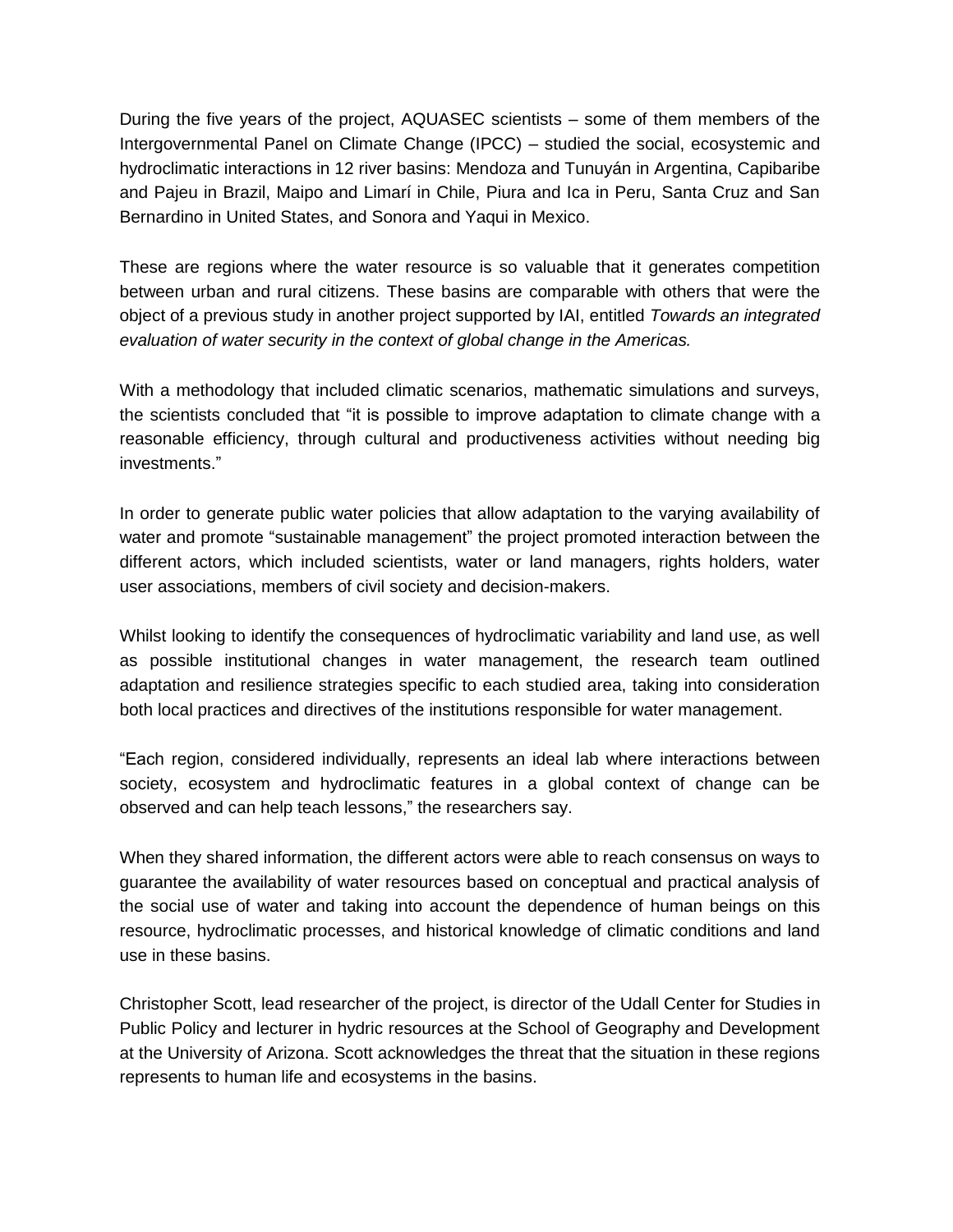During the five years of the project, AQUASEC scientists – some of them members of the Intergovernmental Panel on Climate Change (IPCC) – studied the social, ecosystemic and hydroclimatic interactions in 12 river basins: Mendoza and Tunuyán in Argentina, Capibaribe and Pajeu in Brazil, Maipo and Limarí in Chile, Piura and Ica in Peru, Santa Cruz and San Bernardino in United States, and Sonora and Yaqui in Mexico.

These are regions where the water resource is so valuable that it generates competition between urban and rural citizens. These basins are comparable with others that were the object of a previous study in another project supported by IAI, entitled *Towards an integrated evaluation of water security in the context of global change in the Americas.*

With a methodology that included climatic scenarios, mathematic simulations and surveys, the scientists concluded that "it is possible to improve adaptation to climate change with a reasonable efficiency, through cultural and productiveness activities without needing big investments."

In order to generate public water policies that allow adaptation to the varying availability of water and promote "sustainable management" the project promoted interaction between the different actors, which included scientists, water or land managers, rights holders, water user associations, members of civil society and decision-makers.

Whilst looking to identify the consequences of hydroclimatic variability and land use, as well as possible institutional changes in water management, the research team outlined adaptation and resilience strategies specific to each studied area, taking into consideration both local practices and directives of the institutions responsible for water management.

"Each region, considered individually, represents an ideal lab where interactions between society, ecosystem and hydroclimatic features in a global context of change can be observed and can help teach lessons," the researchers say.

When they shared information, the different actors were able to reach consensus on ways to guarantee the availability of water resources based on conceptual and practical analysis of the social use of water and taking into account the dependence of human beings on this resource, hydroclimatic processes, and historical knowledge of climatic conditions and land use in these basins.

Christopher Scott, lead researcher of the project, is director of the Udall Center for Studies in Public Policy and lecturer in hydric resources at the School of Geography and Development at the University of Arizona. Scott acknowledges the threat that the situation in these regions represents to human life and ecosystems in the basins.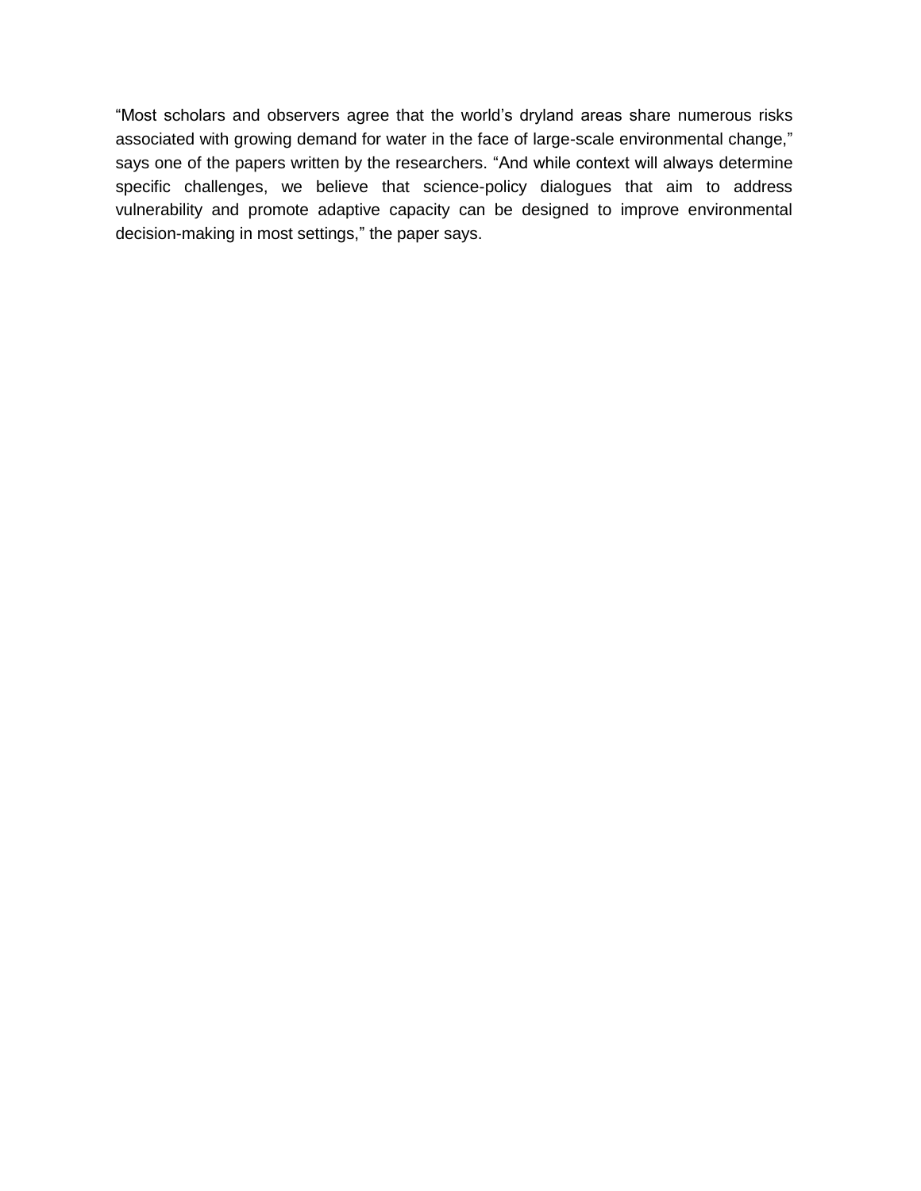"Most scholars and observers agree that the world's dryland areas share numerous risks associated with growing demand for water in the face of large-scale environmental change," says one of the papers written by the researchers. "And while context will always determine specific challenges, we believe that science-policy dialogues that aim to address vulnerability and promote adaptive capacity can be designed to improve environmental decision-making in most settings," the paper says.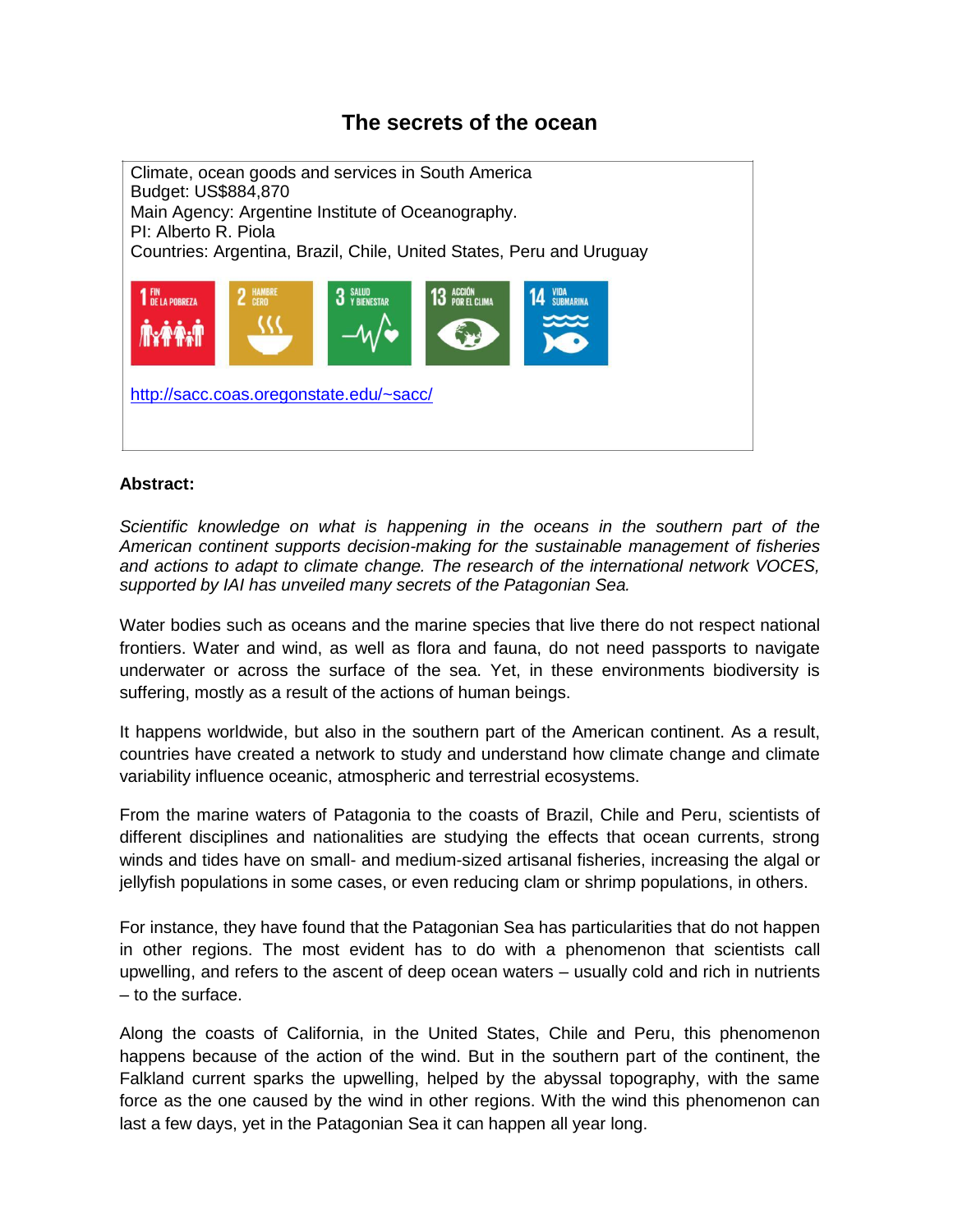# The secrets of the ocean

Climate, ocean goods and services in South America
Budget: US$884,870
Main Agency: Argentine Institute of Oceanography.
PI: Alberto R. Piola
Countries: Argentina, Brazil, Chile, United States, Peru and Uruguay

1 FIN DE LA POBREZA | 2 HAMBRE CERO | 3 SALUD Y BIENESTAR | 13 ACCIÓN POR EL CLIMA | 14 VIDA SUBMARINA

http://sacc.coas.oregonstate.edu/~sacc/

**Abstract:**

*Scientific knowledge on what is happening in the oceans in the southern part of the American continent supports decision-making for the sustainable management of fisheries and actions to adapt to climate change. The research of the international network VOCES, supported by IAI has unveiled many secrets of the Patagonian Sea.*

Water bodies such as oceans and the marine species that live there do not respect national frontiers. Water and wind, as well as flora and fauna, do not need passports to navigate underwater or across the surface of the sea. Yet, in these environments biodiversity is suffering, mostly as a result of the actions of human beings.

It happens worldwide, but also in the southern part of the American continent. As a result, countries have created a network to study and understand how climate change and climate variability influence oceanic, atmospheric and terrestrial ecosystems.

From the marine waters of Patagonia to the coasts of Brazil, Chile and Peru, scientists of different disciplines and nationalities are studying the effects that ocean currents, strong winds and tides have on small- and medium-sized artisanal fisheries, increasing the algal or jellyfish populations in some cases, or even reducing clam or shrimp populations, in others.

For instance, they have found that the Patagonian Sea has particularities that do not happen in other regions. The most evident has to do with a phenomenon that scientists call upwelling, and refers to the ascent of deep ocean waters – usually cold and rich in nutrients – to the surface.

Along the coasts of California, in the United States, Chile and Peru, this phenomenon happens because of the action of the wind. But in the southern part of the continent, the Falkland current sparks the upwelling, helped by the abyssal topography, with the same force as the one caused by the wind in other regions. With the wind this phenomenon can last a few days, yet in the Patagonian Sea it can happen all year long.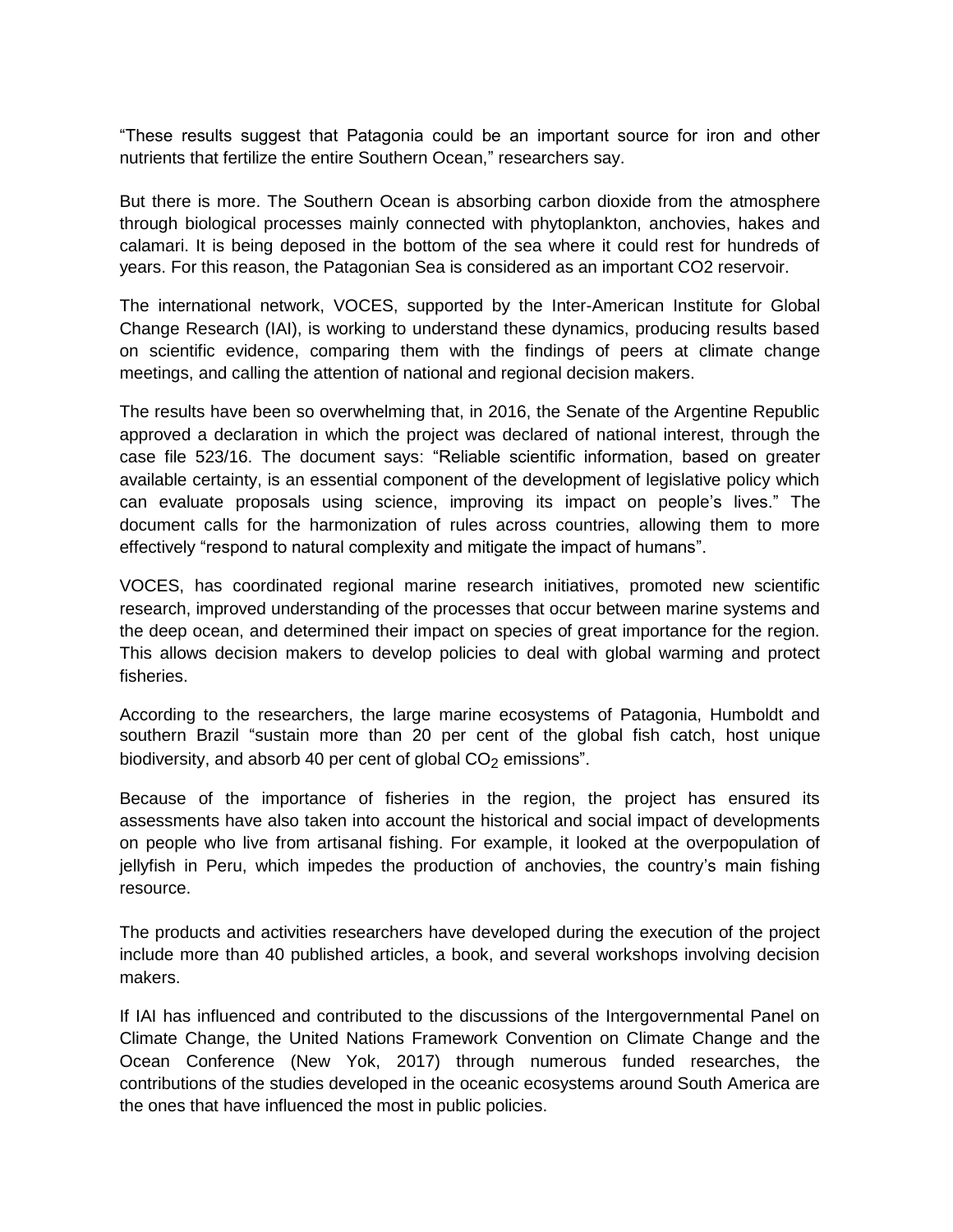"These results suggest that Patagonia could be an important source for iron and other nutrients that fertilize the entire Southern Ocean," researchers say.

But there is more. The Southern Ocean is absorbing carbon dioxide from the atmosphere through biological processes mainly connected with phytoplankton, anchovies, hakes and calamari. It is being deposed in the bottom of the sea where it could rest for hundreds of years. For this reason, the Patagonian Sea is considered as an important CO2 reservoir.

The international network, VOCES, supported by the Inter-American Institute for Global Change Research (IAI), is working to understand these dynamics, producing results based on scientific evidence, comparing them with the findings of peers at climate change meetings, and calling the attention of national and regional decision makers.

The results have been so overwhelming that, in 2016, the Senate of the Argentine Republic approved a declaration in which the project was declared of national interest, through the case file 523/16. The document says: "Reliable scientific information, based on greater available certainty, is an essential component of the development of legislative policy which can evaluate proposals using science, improving its impact on people's lives." The document calls for the harmonization of rules across countries, allowing them to more effectively "respond to natural complexity and mitigate the impact of humans".

VOCES, has coordinated regional marine research initiatives, promoted new scientific research, improved understanding of the processes that occur between marine systems and the deep ocean, and determined their impact on species of great importance for the region. This allows decision makers to develop policies to deal with global warming and protect fisheries.

According to the researchers, the large marine ecosystems of Patagonia, Humboldt and southern Brazil "sustain more than 20 per cent of the global fish catch, host unique biodiversity, and absorb 40 per cent of global $CO_2$ emissions".

Because of the importance of fisheries in the region, the project has ensured its assessments have also taken into account the historical and social impact of developments on people who live from artisanal fishing. For example, it looked at the overpopulation of jellyfish in Peru, which impedes the production of anchovies, the country's main fishing resource.

The products and activities researchers have developed during the execution of the project include more than 40 published articles, a book, and several workshops involving decision makers.

If IAI has influenced and contributed to the discussions of the Intergovernmental Panel on Climate Change, the United Nations Framework Convention on Climate Change and the Ocean Conference (New Yok, 2017) through numerous funded researches, the contributions of the studies developed in the oceanic ecosystems around South America are the ones that have influenced the most in public policies.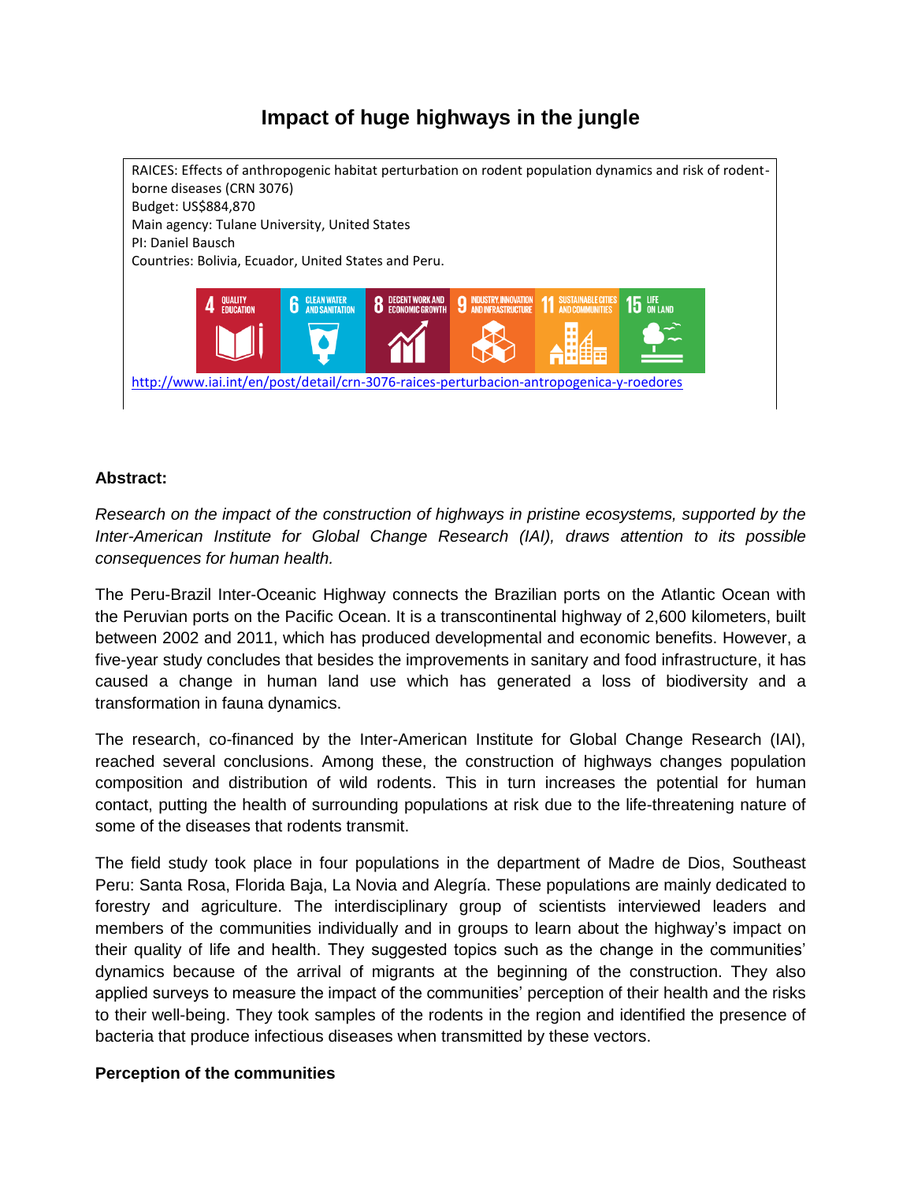# Impact of huge highways in the jungle

RAICES: Effects of anthropogenic habitat perturbation on rodent population dynamics and risk of rodent-borne diseases (CRN 3076)
Budget: US$884,870
Main agency: Tulane University, United States
PI: Daniel Bausch
Countries: Bolivia, Ecuador, United States and Peru.

4 QUALITY EDUCATION | 6 CLEAN WATER AND SANITATION | 8 DECENT WORK AND ECONOMIC GROWTH | 9 INDUSTRY, INNOVATION AND INFRASTRUCTURE | 11 SUSTAINABLE CITIES AND COMMUNITIES | 15 LIFE ON LAND

http://www.iai.int/en/post/detail/crn-3076-raices-perturbacion-antropogenica-y-roedores

**Abstract:**

*Research on the impact of the construction of highways in pristine ecosystems, supported by the Inter-American Institute for Global Change Research (IAI), draws attention to its possible consequences for human health.*

The Peru-Brazil Inter-Oceanic Highway connects the Brazilian ports on the Atlantic Ocean with the Peruvian ports on the Pacific Ocean. It is a transcontinental highway of 2,600 kilometers, built between 2002 and 2011, which has produced developmental and economic benefits. However, a five-year study concludes that besides the improvements in sanitary and food infrastructure, it has caused a change in human land use which has generated a loss of biodiversity and a transformation in fauna dynamics.

The research, co-financed by the Inter-American Institute for Global Change Research (IAI), reached several conclusions. Among these, the construction of highways changes population composition and distribution of wild rodents. This in turn increases the potential for human contact, putting the health of surrounding populations at risk due to the life-threatening nature of some of the diseases that rodents transmit.

The field study took place in four populations in the department of Madre de Dios, Southeast Peru: Santa Rosa, Florida Baja, La Novia and Alegría. These populations are mainly dedicated to forestry and agriculture. The interdisciplinary group of scientists interviewed leaders and members of the communities individually and in groups to learn about the highway's impact on their quality of life and health. They suggested topics such as the change in the communities' dynamics because of the arrival of migrants at the beginning of the construction. They also applied surveys to measure the impact of the communities' perception of their health and the risks to their well-being. They took samples of the rodents in the region and identified the presence of bacteria that produce infectious diseases when transmitted by these vectors.

**Perception of the communities**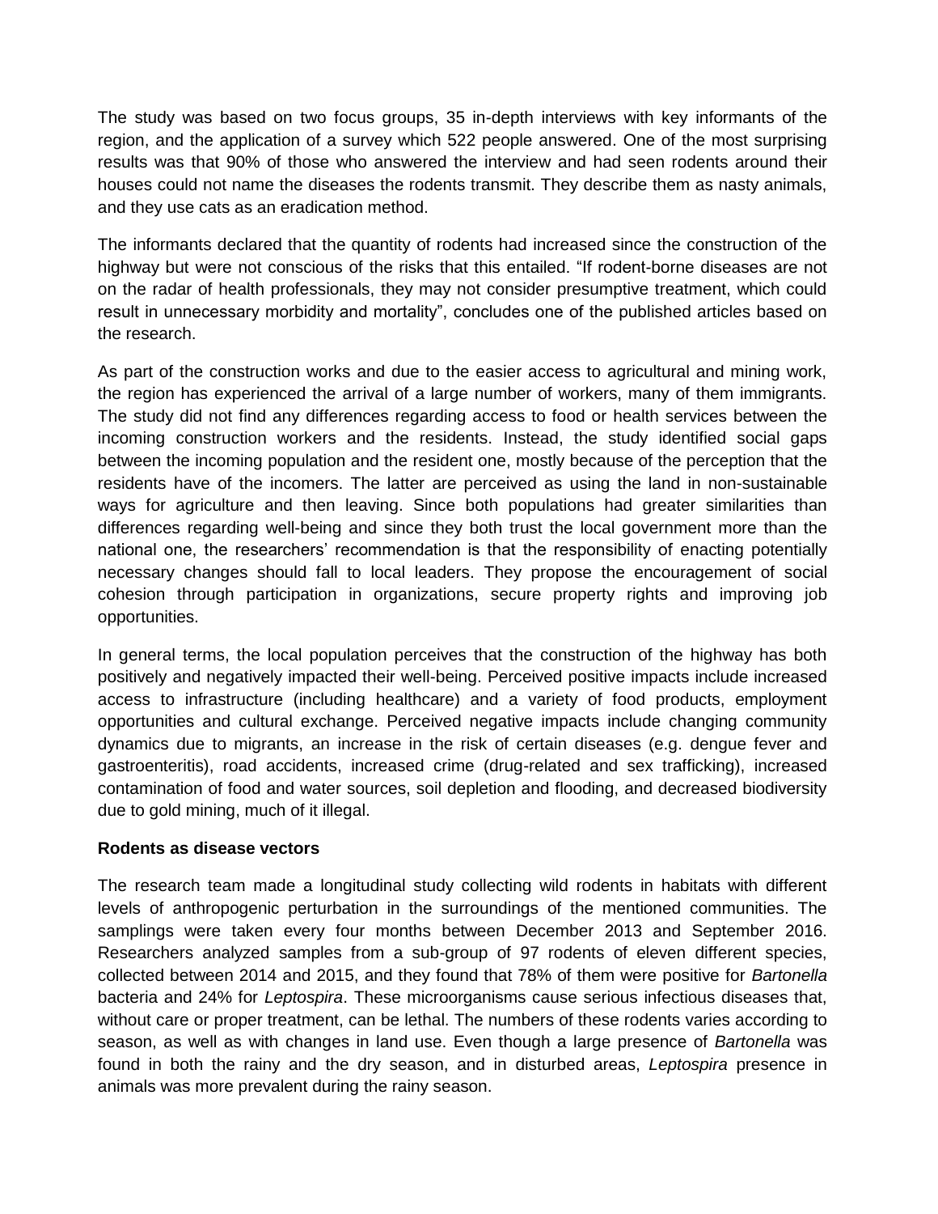The study was based on two focus groups, 35 in-depth interviews with key informants of the region, and the application of a survey which 522 people answered. One of the most surprising results was that 90% of those who answered the interview and had seen rodents around their houses could not name the diseases the rodents transmit. They describe them as nasty animals, and they use cats as an eradication method.

The informants declared that the quantity of rodents had increased since the construction of the highway but were not conscious of the risks that this entailed. "If rodent-borne diseases are not on the radar of health professionals, they may not consider presumptive treatment, which could result in unnecessary morbidity and mortality", concludes one of the published articles based on the research.

As part of the construction works and due to the easier access to agricultural and mining work, the region has experienced the arrival of a large number of workers, many of them immigrants. The study did not find any differences regarding access to food or health services between the incoming construction workers and the residents. Instead, the study identified social gaps between the incoming population and the resident one, mostly because of the perception that the residents have of the incomers. The latter are perceived as using the land in non-sustainable ways for agriculture and then leaving. Since both populations had greater similarities than differences regarding well-being and since they both trust the local government more than the national one, the researchers' recommendation is that the responsibility of enacting potentially necessary changes should fall to local leaders. They propose the encouragement of social cohesion through participation in organizations, secure property rights and improving job opportunities.

In general terms, the local population perceives that the construction of the highway has both positively and negatively impacted their well-being. Perceived positive impacts include increased access to infrastructure (including healthcare) and a variety of food products, employment opportunities and cultural exchange. Perceived negative impacts include changing community dynamics due to migrants, an increase in the risk of certain diseases (e.g. dengue fever and gastroenteritis), road accidents, increased crime (drug-related and sex trafficking), increased contamination of food and water sources, soil depletion and flooding, and decreased biodiversity due to gold mining, much of it illegal.

**Rodents as disease vectors**

The research team made a longitudinal study collecting wild rodents in habitats with different levels of anthropogenic perturbation in the surroundings of the mentioned communities. The samplings were taken every four months between December 2013 and September 2016. Researchers analyzed samples from a sub-group of 97 rodents of eleven different species, collected between 2014 and 2015, and they found that 78% of them were positive for *Bartonella* bacteria and 24% for *Leptospira*. These microorganisms cause serious infectious diseases that, without care or proper treatment, can be lethal. The numbers of these rodents varies according to season, as well as with changes in land use. Even though a large presence of *Bartonella* was found in both the rainy and the dry season, and in disturbed areas, *Leptospira* presence in animals was more prevalent during the rainy season.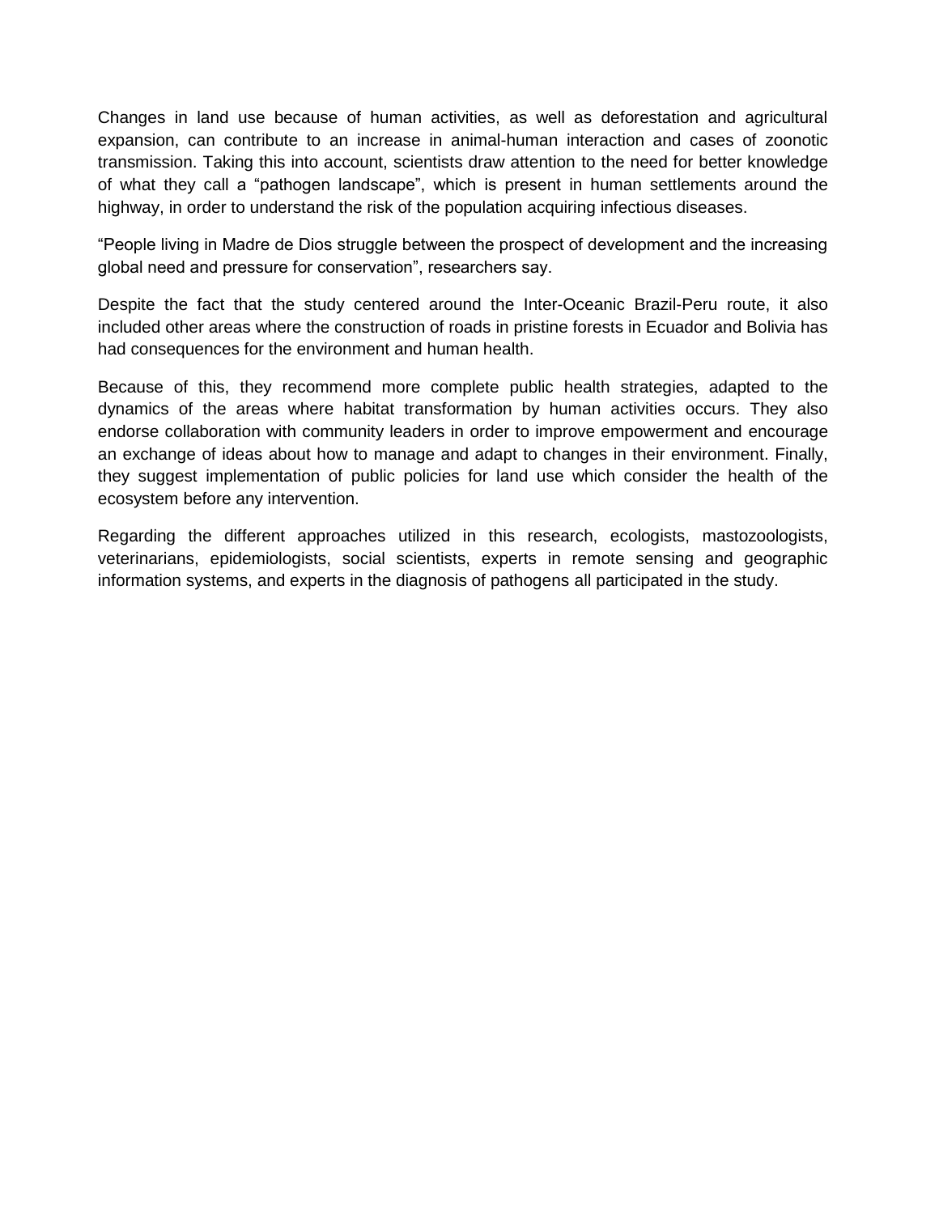Changes in land use because of human activities, as well as deforestation and agricultural expansion, can contribute to an increase in animal-human interaction and cases of zoonotic transmission. Taking this into account, scientists draw attention to the need for better knowledge of what they call a "pathogen landscape", which is present in human settlements around the highway, in order to understand the risk of the population acquiring infectious diseases.

"People living in Madre de Dios struggle between the prospect of development and the increasing global need and pressure for conservation", researchers say.

Despite the fact that the study centered around the Inter-Oceanic Brazil-Peru route, it also included other areas where the construction of roads in pristine forests in Ecuador and Bolivia has had consequences for the environment and human health.

Because of this, they recommend more complete public health strategies, adapted to the dynamics of the areas where habitat transformation by human activities occurs. They also endorse collaboration with community leaders in order to improve empowerment and encourage an exchange of ideas about how to manage and adapt to changes in their environment. Finally, they suggest implementation of public policies for land use which consider the health of the ecosystem before any intervention.

Regarding the different approaches utilized in this research, ecologists, mastozoologists, veterinarians, epidemiologists, social scientists, experts in remote sensing and geographic information systems, and experts in the diagnosis of pathogens all participated in the study.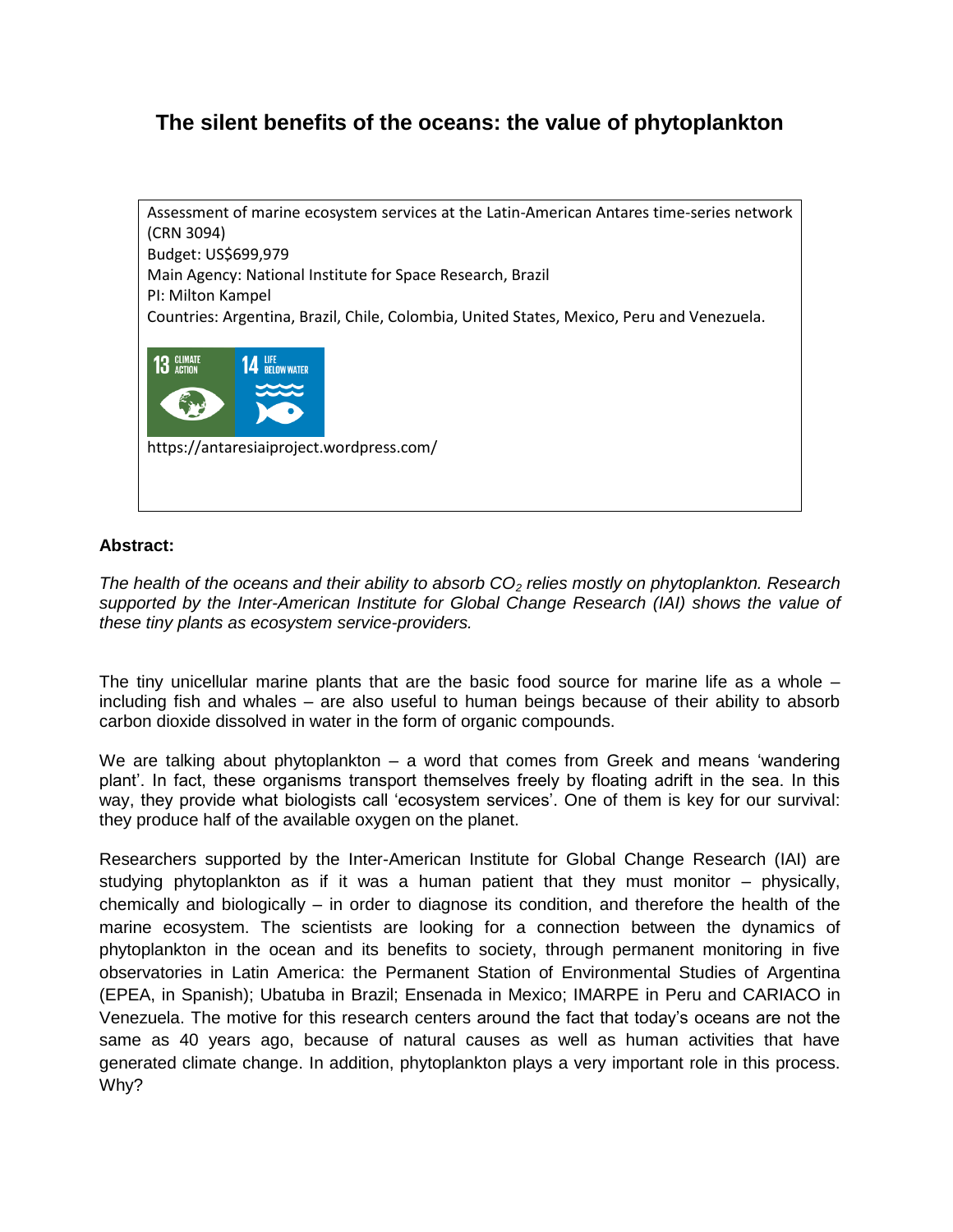# The silent benefits of the oceans: the value of phytoplankton

Assessment of marine ecosystem services at the Latin-American Antares time-series network (CRN 3094)
Budget: US$699,979
Main Agency: National Institute for Space Research, Brazil
PI: Milton Kampel
Countries: Argentina, Brazil, Chile, Colombia, United States, Mexico, Peru and Venezuela.

13 CLIMATE ACTION
14 LIFE BELOW WATER

https://antaresiaiproject.wordpress.com/

**Abstract:**

*The health of the oceans and their ability to absorb $CO_2$ relies mostly on phytoplankton. Research supported by the Inter-American Institute for Global Change Research (IAI) shows the value of these tiny plants as ecosystem service-providers.*

The tiny unicellular marine plants that are the basic food source for marine life as a whole – including fish and whales – are also useful to human beings because of their ability to absorb carbon dioxide dissolved in water in the form of organic compounds.

We are talking about phytoplankton – a word that comes from Greek and means 'wandering plant'. In fact, these organisms transport themselves freely by floating adrift in the sea. In this way, they provide what biologists call 'ecosystem services'. One of them is key for our survival: they produce half of the available oxygen on the planet.

Researchers supported by the Inter-American Institute for Global Change Research (IAI) are studying phytoplankton as if it was a human patient that they must monitor – physically, chemically and biologically – in order to diagnose its condition, and therefore the health of the marine ecosystem. The scientists are looking for a connection between the dynamics of phytoplankton in the ocean and its benefits to society, through permanent monitoring in five observatories in Latin America: the Permanent Station of Environmental Studies of Argentina (EPEA, in Spanish); Ubatuba in Brazil; Ensenada in Mexico; IMARPE in Peru and CARIACO in Venezuela. The motive for this research centers around the fact that today's oceans are not the same as 40 years ago, because of natural causes as well as human activities that have generated climate change. In addition, phytoplankton plays a very important role in this process. Why?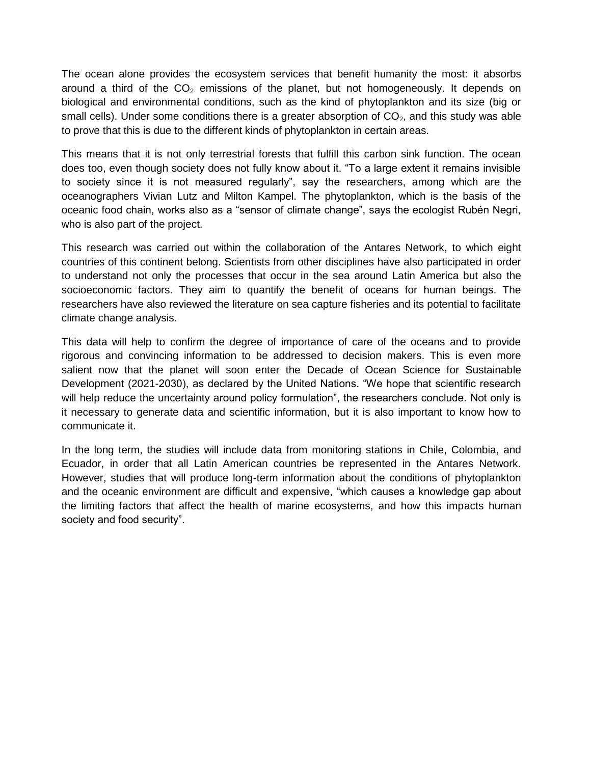The ocean alone provides the ecosystem services that benefit humanity the most: it absorbs around a third of the $CO_2$ emissions of the planet, but not homogeneously. It depends on biological and environmental conditions, such as the kind of phytoplankton and its size (big or small cells). Under some conditions there is a greater absorption of $CO_2$, and this study was able to prove that this is due to the different kinds of phytoplankton in certain areas.

This means that it is not only terrestrial forests that fulfill this carbon sink function. The ocean does too, even though society does not fully know about it. "To a large extent it remains invisible to society since it is not measured regularly", say the researchers, among which are the oceanographers Vivian Lutz and Milton Kampel. The phytoplankton, which is the basis of the oceanic food chain, works also as a "sensor of climate change", says the ecologist Rubén Negri, who is also part of the project.

This research was carried out within the collaboration of the Antares Network, to which eight countries of this continent belong. Scientists from other disciplines have also participated in order to understand not only the processes that occur in the sea around Latin America but also the socioeconomic factors. They aim to quantify the benefit of oceans for human beings. The researchers have also reviewed the literature on sea capture fisheries and its potential to facilitate climate change analysis.

This data will help to confirm the degree of importance of care of the oceans and to provide rigorous and convincing information to be addressed to decision makers. This is even more salient now that the planet will soon enter the Decade of Ocean Science for Sustainable Development (2021-2030), as declared by the United Nations. "We hope that scientific research will help reduce the uncertainty around policy formulation", the researchers conclude. Not only is it necessary to generate data and scientific information, but it is also important to know how to communicate it.

In the long term, the studies will include data from monitoring stations in Chile, Colombia, and Ecuador, in order that all Latin American countries be represented in the Antares Network. However, studies that will produce long-term information about the conditions of phytoplankton and the oceanic environment are difficult and expensive, "which causes a knowledge gap about the limiting factors that affect the health of marine ecosystems, and how this impacts human society and food security".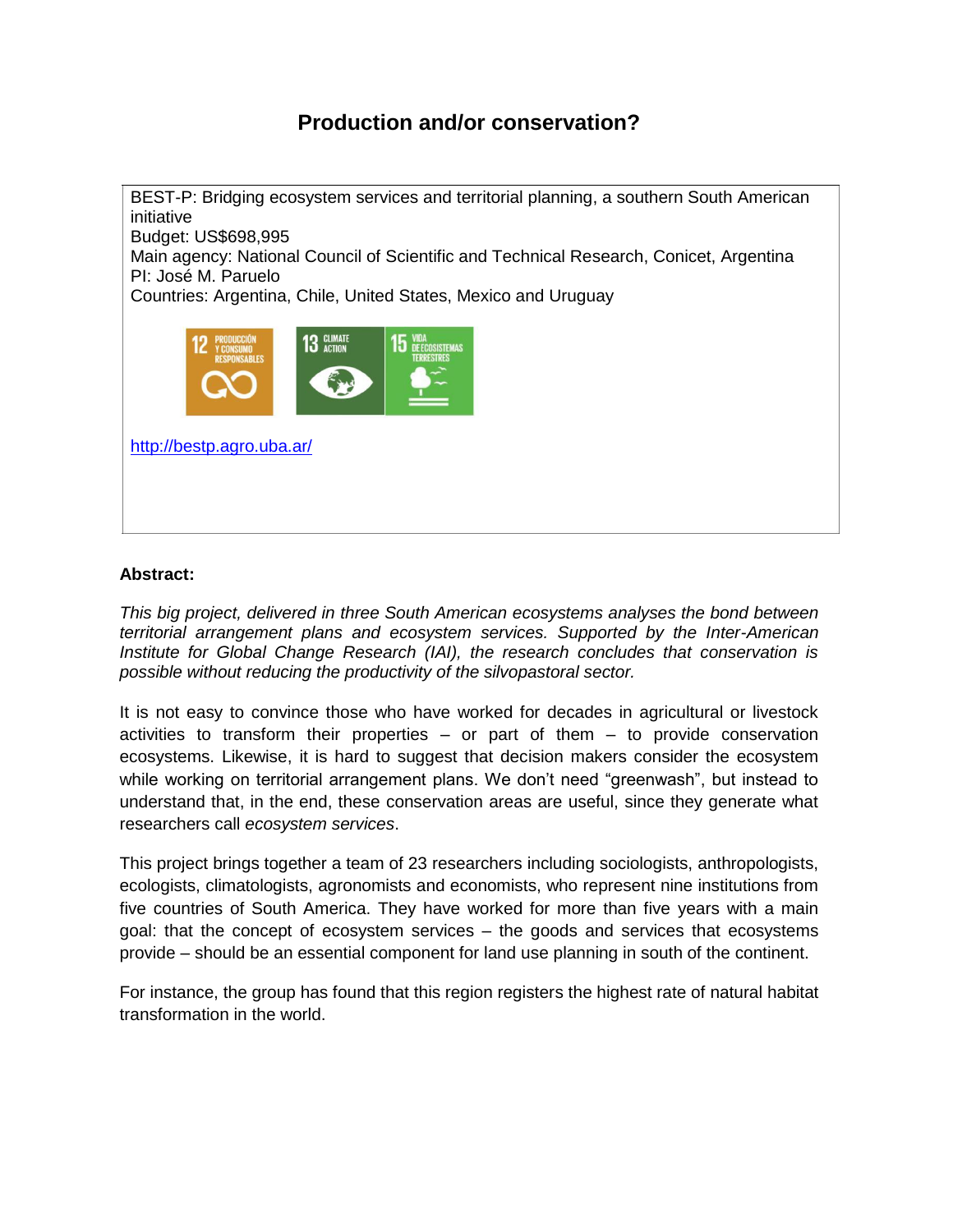## Production and/or conservation?

BEST-P: Bridging ecosystem services and territorial planning, a southern South American initiative
Budget: US$698,995
Main agency: National Council of Scientific and Technical Research, Conicet, Argentina
PI: José M. Paruelo
Countries: Argentina, Chile, United States, Mexico and Uruguay

http://bestp.agro.uba.ar/

**Abstract:**

*This big project, delivered in three South American ecosystems analyses the bond between territorial arrangement plans and ecosystem services. Supported by the Inter-American Institute for Global Change Research (IAI), the research concludes that conservation is possible without reducing the productivity of the silvopastoral sector.*

It is not easy to convince those who have worked for decades in agricultural or livestock activities to transform their properties – or part of them – to provide conservation ecosystems. Likewise, it is hard to suggest that decision makers consider the ecosystem while working on territorial arrangement plans. We don't need "greenwash", but instead to understand that, in the end, these conservation areas are useful, since they generate what researchers call *ecosystem services*.

This project brings together a team of 23 researchers including sociologists, anthropologists, ecologists, climatologists, agronomists and economists, who represent nine institutions from five countries of South America. They have worked for more than five years with a main goal: that the concept of ecosystem services – the goods and services that ecosystems provide – should be an essential component for land use planning in south of the continent.

For instance, the group has found that this region registers the highest rate of natural habitat transformation in the world.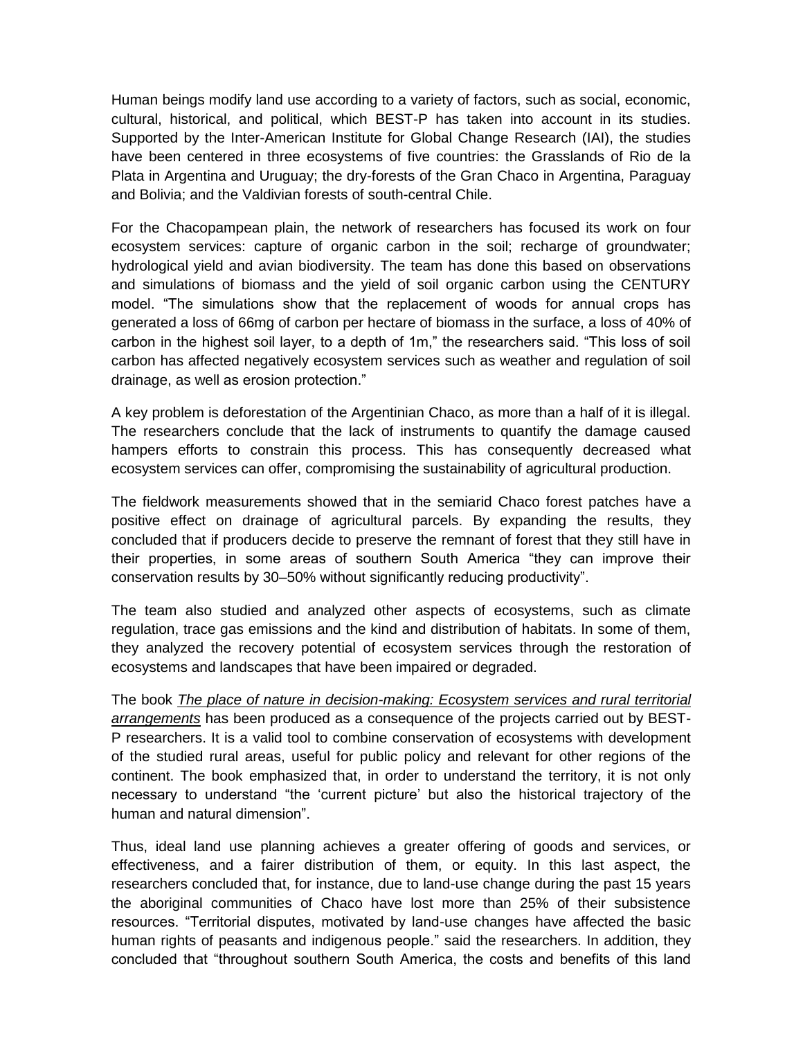Human beings modify land use according to a variety of factors, such as social, economic, cultural, historical, and political, which BEST-P has taken into account in its studies. Supported by the Inter-American Institute for Global Change Research (IAI), the studies have been centered in three ecosystems of five countries: the Grasslands of Rio de la Plata in Argentina and Uruguay; the dry-forests of the Gran Chaco in Argentina, Paraguay and Bolivia; and the Valdivian forests of south-central Chile.

For the Chacopampean plain, the network of researchers has focused its work on four ecosystem services: capture of organic carbon in the soil; recharge of groundwater; hydrological yield and avian biodiversity. The team has done this based on observations and simulations of biomass and the yield of soil organic carbon using the CENTURY model. "The simulations show that the replacement of woods for annual crops has generated a loss of 66mg of carbon per hectare of biomass in the surface, a loss of 40% of carbon in the highest soil layer, to a depth of 1m," the researchers said. "This loss of soil carbon has affected negatively ecosystem services such as weather and regulation of soil drainage, as well as erosion protection."

A key problem is deforestation of the Argentinian Chaco, as more than a half of it is illegal. The researchers conclude that the lack of instruments to quantify the damage caused hampers efforts to constrain this process. This has consequently decreased what ecosystem services can offer, compromising the sustainability of agricultural production.

The fieldwork measurements showed that in the semiarid Chaco forest patches have a positive effect on drainage of agricultural parcels. By expanding the results, they concluded that if producers decide to preserve the remnant of forest that they still have in their properties, in some areas of southern South America "they can improve their conservation results by 30–50% without significantly reducing productivity".

The team also studied and analyzed other aspects of ecosystems, such as climate regulation, trace gas emissions and the kind and distribution of habitats. In some of them, they analyzed the recovery potential of ecosystem services through the restoration of ecosystems and landscapes that have been impaired or degraded.

The book *The place of nature in decision-making: Ecosystem services and rural territorial arrangements* has been produced as a consequence of the projects carried out by BEST-P researchers. It is a valid tool to combine conservation of ecosystems with development of the studied rural areas, useful for public policy and relevant for other regions of the continent. The book emphasized that, in order to understand the territory, it is not only necessary to understand "the 'current picture' but also the historical trajectory of the human and natural dimension".

Thus, ideal land use planning achieves a greater offering of goods and services, or effectiveness, and a fairer distribution of them, or equity. In this last aspect, the researchers concluded that, for instance, due to land-use change during the past 15 years the aboriginal communities of Chaco have lost more than 25% of their subsistence resources. "Territorial disputes, motivated by land-use changes have affected the basic human rights of peasants and indigenous people." said the researchers. In addition, they concluded that "throughout southern South America, the costs and benefits of this land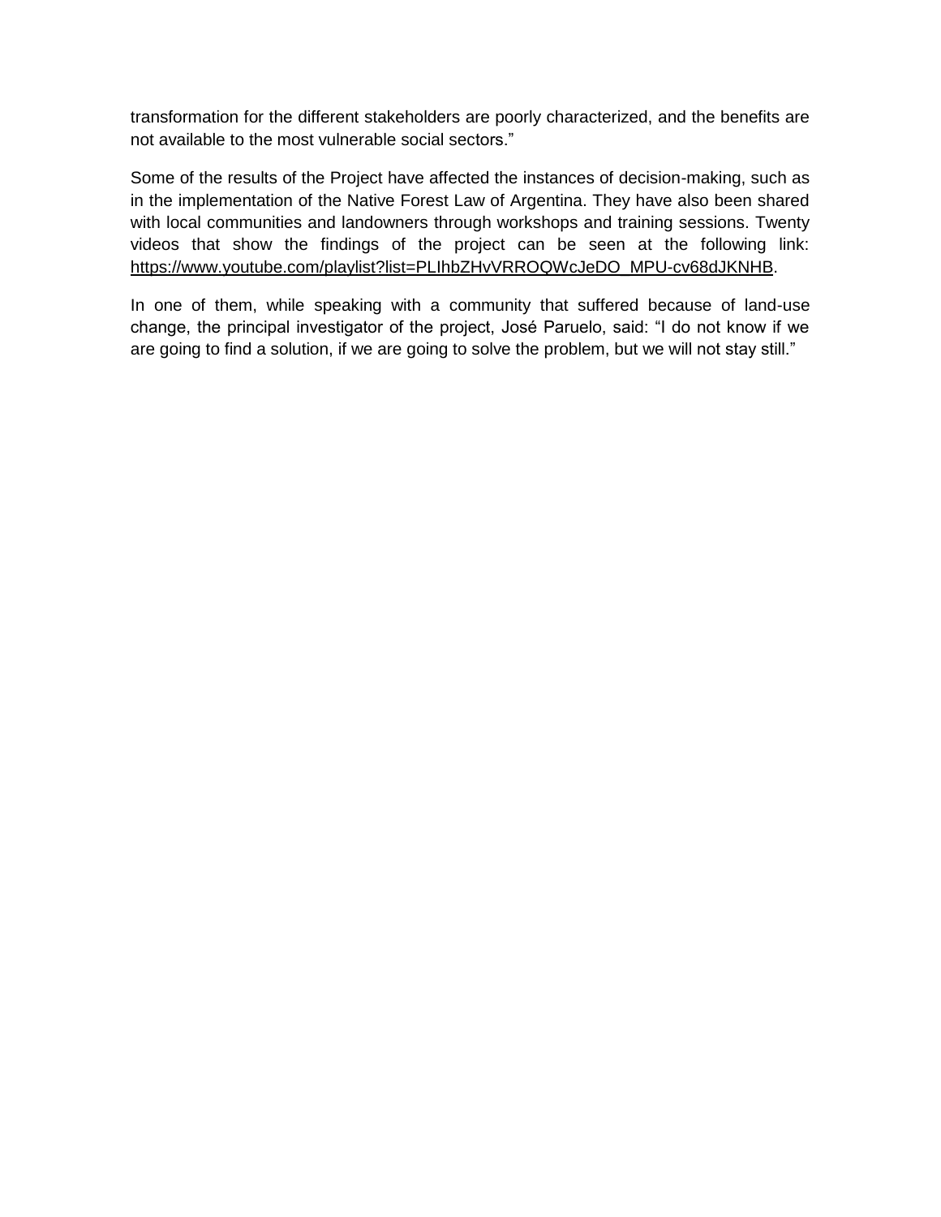transformation for the different stakeholders are poorly characterized, and the benefits are not available to the most vulnerable social sectors."

Some of the results of the Project have affected the instances of decision-making, such as in the implementation of the Native Forest Law of Argentina. They have also been shared with local communities and landowners through workshops and training sessions. Twenty videos that show the findings of the project can be seen at the following link: https://www.youtube.com/playlist?list=PLIhbZHvVRROQWcJeDO_MPU-cv68dJKNHB.

In one of them, while speaking with a community that suffered because of land-use change, the principal investigator of the project, José Paruelo, said: "I do not know if we are going to find a solution, if we are going to solve the problem, but we will not stay still."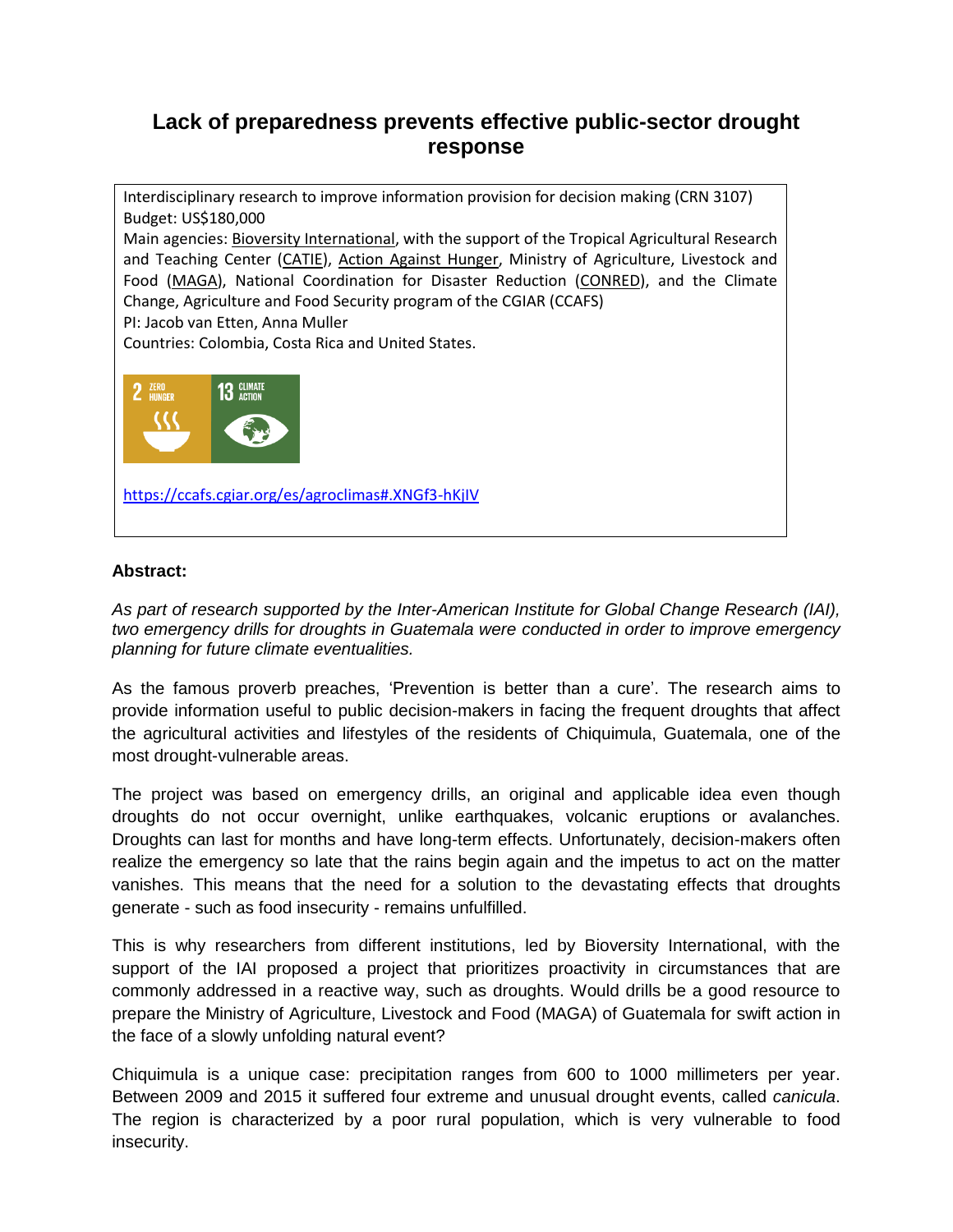# Lack of preparedness prevents effective public-sector drought response

Interdisciplinary research to improve information provision for decision making (CRN 3107)
Budget: US$180,000
Main agencies: Bioversity International, with the support of the Tropical Agricultural Research and Teaching Center (CATIE), Action Against Hunger, Ministry of Agriculture, Livestock and Food (MAGA), National Coordination for Disaster Reduction (CONRED), and the Climate Change, Agriculture and Food Security program of the CGIAR (CCAFS)
PI: Jacob van Etten, Anna Muller
Countries: Colombia, Costa Rica and United States.

https://ccafs.cgiar.org/es/agroclimas#.XNGf3-hKjIV

**Abstract:**

*As part of research supported by the Inter-American Institute for Global Change Research (IAI), two emergency drills for droughts in Guatemala were conducted in order to improve emergency planning for future climate eventualities.*

As the famous proverb preaches, 'Prevention is better than a cure'. The research aims to provide information useful to public decision-makers in facing the frequent droughts that affect the agricultural activities and lifestyles of the residents of Chiquimula, Guatemala, one of the most drought-vulnerable areas.

The project was based on emergency drills, an original and applicable idea even though droughts do not occur overnight, unlike earthquakes, volcanic eruptions or avalanches. Droughts can last for months and have long-term effects. Unfortunately, decision-makers often realize the emergency so late that the rains begin again and the impetus to act on the matter vanishes. This means that the need for a solution to the devastating effects that droughts generate - such as food insecurity - remains unfulfilled.

This is why researchers from different institutions, led by Bioversity International, with the support of the IAI proposed a project that prioritizes proactivity in circumstances that are commonly addressed in a reactive way, such as droughts. Would drills be a good resource to prepare the Ministry of Agriculture, Livestock and Food (MAGA) of Guatemala for swift action in the face of a slowly unfolding natural event?

Chiquimula is a unique case: precipitation ranges from 600 to 1000 millimeters per year. Between 2009 and 2015 it suffered four extreme and unusual drought events, called *canicula*. The region is characterized by a poor rural population, which is very vulnerable to food insecurity.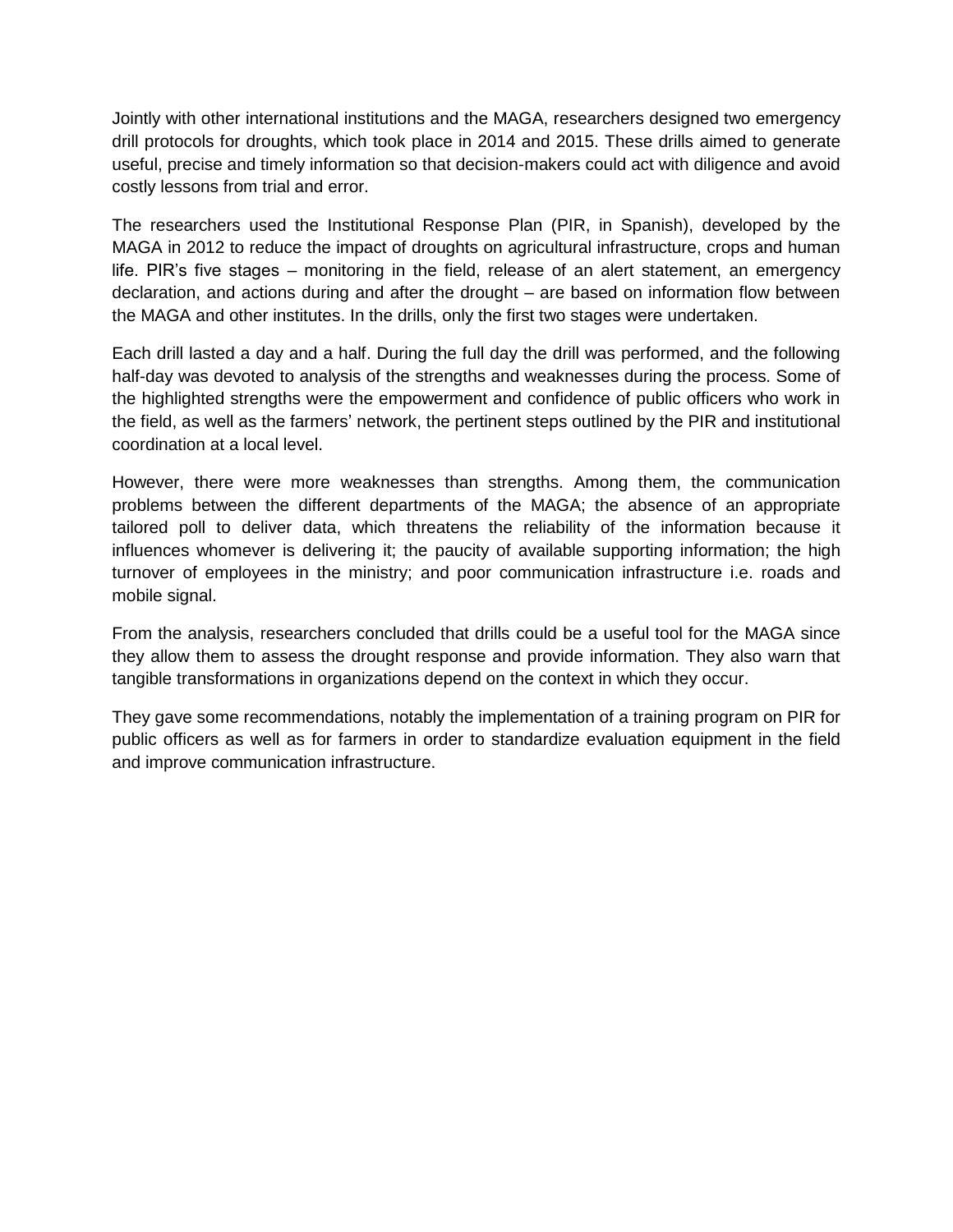Jointly with other international institutions and the MAGA, researchers designed two emergency drill protocols for droughts, which took place in 2014 and 2015. These drills aimed to generate useful, precise and timely information so that decision-makers could act with diligence and avoid costly lessons from trial and error.

The researchers used the Institutional Response Plan (PIR, in Spanish), developed by the MAGA in 2012 to reduce the impact of droughts on agricultural infrastructure, crops and human life. PIR's five stages – monitoring in the field, release of an alert statement, an emergency declaration, and actions during and after the drought – are based on information flow between the MAGA and other institutes. In the drills, only the first two stages were undertaken.

Each drill lasted a day and a half. During the full day the drill was performed, and the following half-day was devoted to analysis of the strengths and weaknesses during the process. Some of the highlighted strengths were the empowerment and confidence of public officers who work in the field, as well as the farmers' network, the pertinent steps outlined by the PIR and institutional coordination at a local level.

However, there were more weaknesses than strengths. Among them, the communication problems between the different departments of the MAGA; the absence of an appropriate tailored poll to deliver data, which threatens the reliability of the information because it influences whomever is delivering it; the paucity of available supporting information; the high turnover of employees in the ministry; and poor communication infrastructure i.e. roads and mobile signal.

From the analysis, researchers concluded that drills could be a useful tool for the MAGA since they allow them to assess the drought response and provide information. They also warn that tangible transformations in organizations depend on the context in which they occur.

They gave some recommendations, notably the implementation of a training program on PIR for public officers as well as for farmers in order to standardize evaluation equipment in the field and improve communication infrastructure.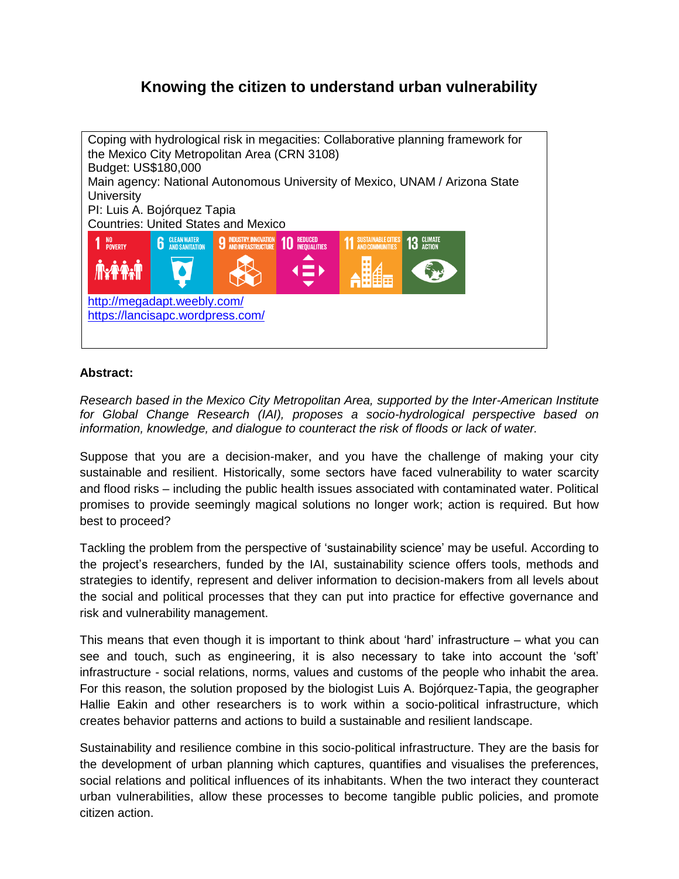# Knowing the citizen to understand urban vulnerability

Coping with hydrological risk in megacities: Collaborative planning framework for the Mexico City Metropolitan Area (CRN 3108)
Budget: US$180,000
Main agency: National Autonomous University of Mexico, UNAM / Arizona State University
PI: Luis A. Bojórquez Tapia
Countries: United States and Mexico

1 NO POVERTY | 6 CLEAN WATER AND SANITATION | 9 INDUSTRY, INNOVATION AND INFRASTRUCTURE | 10 REDUCED INEQUALITIES | 11 SUSTAINABLE CITIES AND COMMUNITIES | 13 CLIMATE ACTION

http://megadapt.weebly.com/
https://lancisapc.wordpress.com/

**Abstract:**

*Research based in the Mexico City Metropolitan Area, supported by the Inter-American Institute for Global Change Research (IAI), proposes a socio-hydrological perspective based on information, knowledge, and dialogue to counteract the risk of floods or lack of water.*

Suppose that you are a decision-maker, and you have the challenge of making your city sustainable and resilient. Historically, some sectors have faced vulnerability to water scarcity and flood risks – including the public health issues associated with contaminated water. Political promises to provide seemingly magical solutions no longer work; action is required. But how best to proceed?

Tackling the problem from the perspective of 'sustainability science' may be useful. According to the project's researchers, funded by the IAI, sustainability science offers tools, methods and strategies to identify, represent and deliver information to decision-makers from all levels about the social and political processes that they can put into practice for effective governance and risk and vulnerability management.

This means that even though it is important to think about 'hard' infrastructure – what you can see and touch, such as engineering, it is also necessary to take into account the 'soft' infrastructure - social relations, norms, values and customs of the people who inhabit the area. For this reason, the solution proposed by the biologist Luis A. Bojórquez-Tapia, the geographer Hallie Eakin and other researchers is to work within a socio-political infrastructure, which creates behavior patterns and actions to build a sustainable and resilient landscape.

Sustainability and resilience combine in this socio-political infrastructure. They are the basis for the development of urban planning which captures, quantifies and visualises the preferences, social relations and political influences of its inhabitants. When the two interact they counteract urban vulnerabilities, allow these processes to become tangible public policies, and promote citizen action.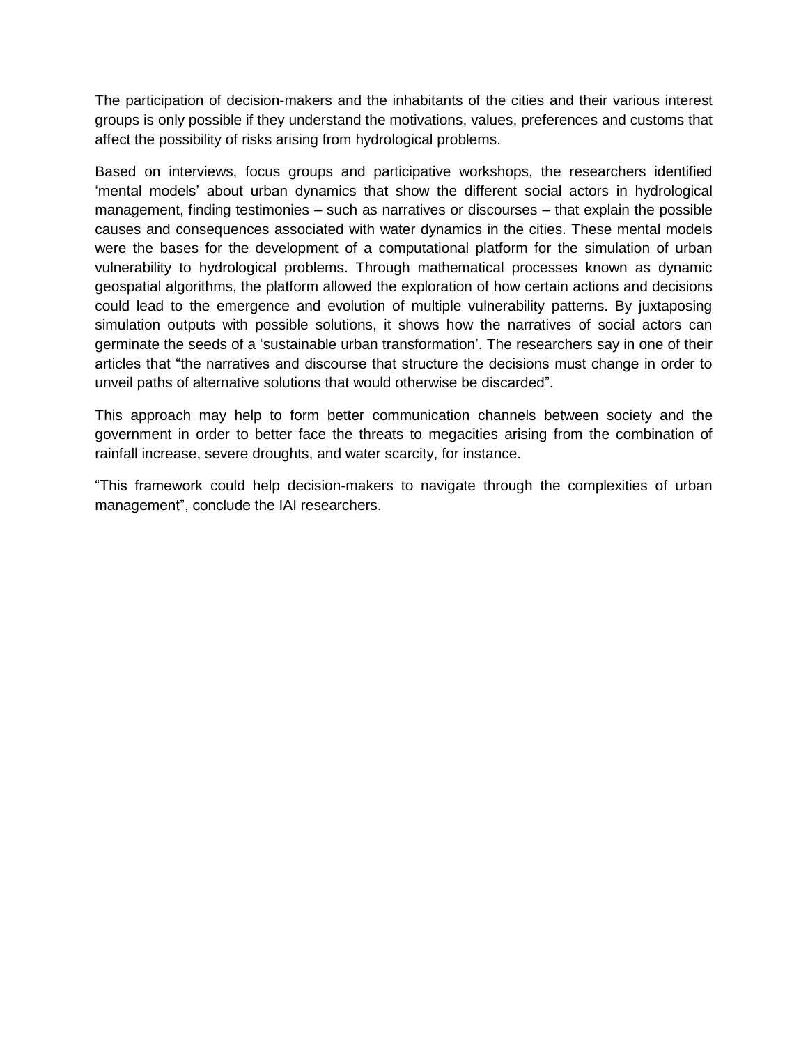The participation of decision-makers and the inhabitants of the cities and their various interest groups is only possible if they understand the motivations, values, preferences and customs that affect the possibility of risks arising from hydrological problems.

Based on interviews, focus groups and participative workshops, the researchers identified 'mental models' about urban dynamics that show the different social actors in hydrological management, finding testimonies – such as narratives or discourses – that explain the possible causes and consequences associated with water dynamics in the cities. These mental models were the bases for the development of a computational platform for the simulation of urban vulnerability to hydrological problems. Through mathematical processes known as dynamic geospatial algorithms, the platform allowed the exploration of how certain actions and decisions could lead to the emergence and evolution of multiple vulnerability patterns. By juxtaposing simulation outputs with possible solutions, it shows how the narratives of social actors can germinate the seeds of a 'sustainable urban transformation'. The researchers say in one of their articles that "the narratives and discourse that structure the decisions must change in order to unveil paths of alternative solutions that would otherwise be discarded".

This approach may help to form better communication channels between society and the government in order to better face the threats to megacities arising from the combination of rainfall increase, severe droughts, and water scarcity, for instance.

"This framework could help decision-makers to navigate through the complexities of urban management", conclude the IAI researchers.